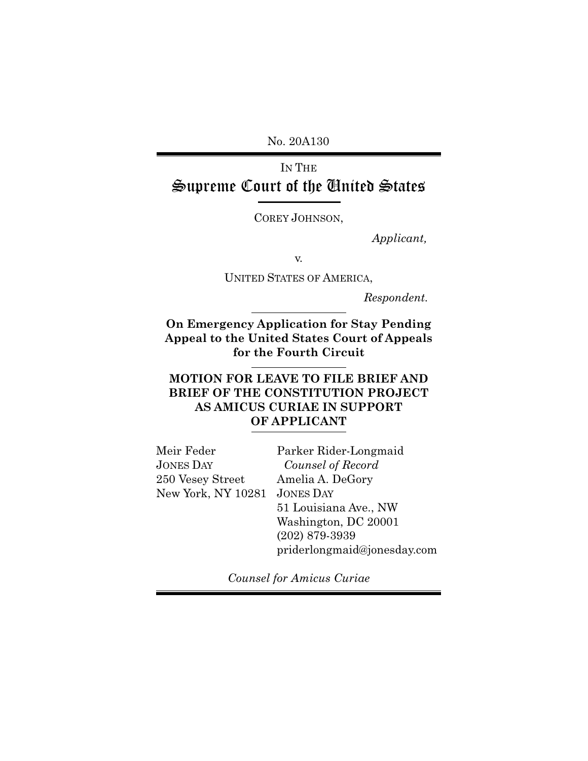No. 20A130

IN THE

# Supreme Court of the United States

COREY JOHNSON,

*Applicant,*

v.

UNITED STATES OF AMERICA,

*Respondent.*

**On Emergency Application for Stay Pending Appeal to the United States Court of Appeals for the Fourth Circuit**

**MOTION FOR LEAVE TO FILE BRIEF AND BRIEF OF THE CONSTITUTION PROJECT AS AMICUS CURIAE IN SUPPORT OF APPLICANT**

Meir Feder
JONES DAY
250 Vesey Street
New York, NY 10281

Parker Rider-Longmaid
*Counsel of Record*
Amelia A. DeGory
JONES DAY
51 Louisiana Ave., NW
Washington, DC 20001
(202) 879-3939
priderlongmaid@jonesday.com

*Counsel for Amicus Curiae*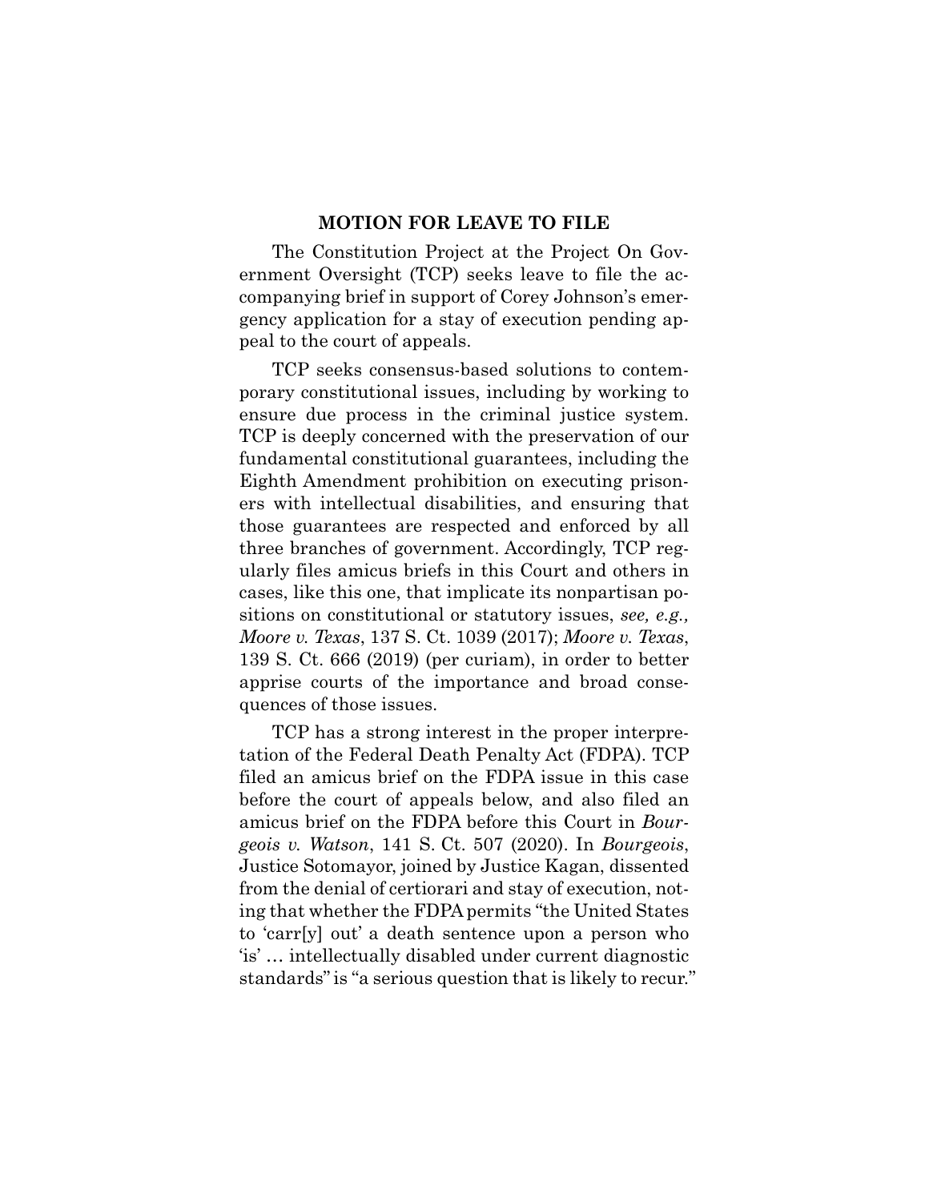## MOTION FOR LEAVE TO FILE

The Constitution Project at the Project On Government Oversight (TCP) seeks leave to file the accompanying brief in support of Corey Johnson's emergency application for a stay of execution pending appeal to the court of appeals.

TCP seeks consensus-based solutions to contemporary constitutional issues, including by working to ensure due process in the criminal justice system. TCP is deeply concerned with the preservation of our fundamental constitutional guarantees, including the Eighth Amendment prohibition on executing prisoners with intellectual disabilities, and ensuring that those guarantees are respected and enforced by all three branches of government. Accordingly, TCP regularly files amicus briefs in this Court and others in cases, like this one, that implicate its nonpartisan positions on constitutional or statutory issues, *see, e.g., Moore v. Texas*, 137 S. Ct. 1039 (2017); *Moore v. Texas*, 139 S. Ct. 666 (2019) (per curiam), in order to better apprise courts of the importance and broad consequences of those issues.

TCP has a strong interest in the proper interpretation of the Federal Death Penalty Act (FDPA). TCP filed an amicus brief on the FDPA issue in this case before the court of appeals below, and also filed an amicus brief on the FDPA before this Court in *Bourgeois v. Watson*, 141 S. Ct. 507 (2020). In *Bourgeois*, Justice Sotomayor, joined by Justice Kagan, dissented from the denial of certiorari and stay of execution, noting that whether the FDPA permits "the United States to 'carr[y] out' a death sentence upon a person who 'is' … intellectually disabled under current diagnostic standards" is "a serious question that is likely to recur."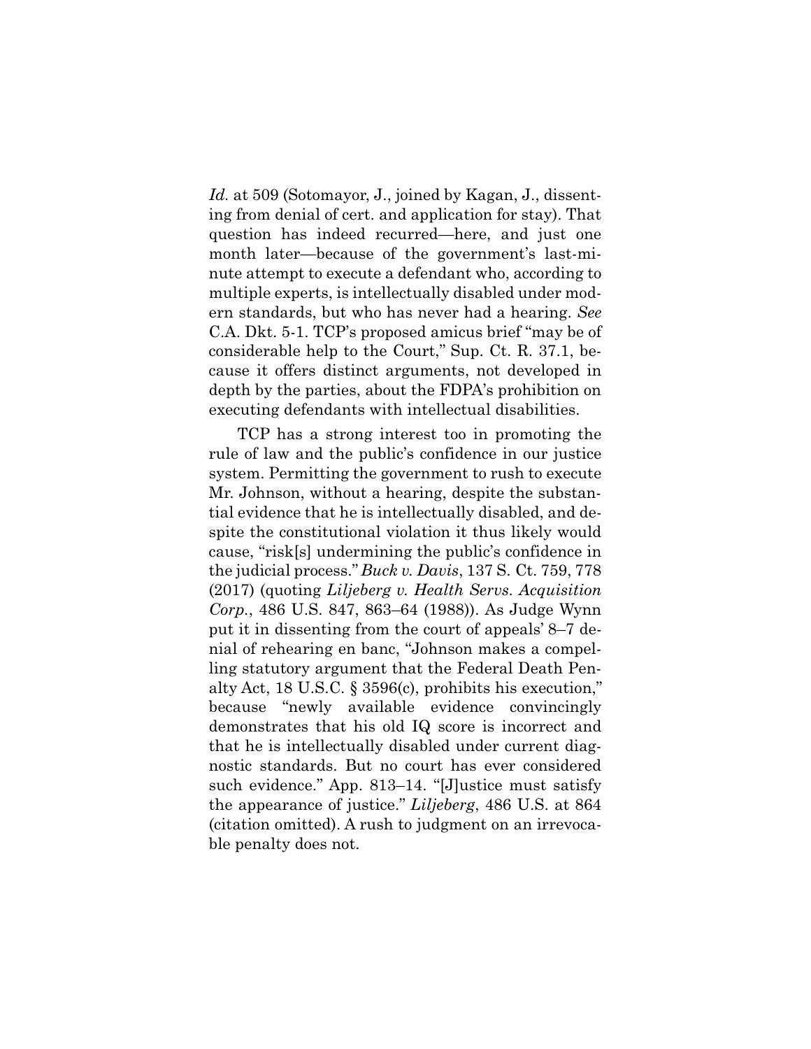*Id.* at 509 (Sotomayor, J., joined by Kagan, J., dissenting from denial of cert. and application for stay). That question has indeed recurred—here, and just one month later—because of the government's last-minute attempt to execute a defendant who, according to multiple experts, is intellectually disabled under modern standards, but who has never had a hearing. *See* C.A. Dkt. 5-1. TCP's proposed amicus brief "may be of considerable help to the Court," Sup. Ct. R. 37.1, because it offers distinct arguments, not developed in depth by the parties, about the FDPA's prohibition on executing defendants with intellectual disabilities.

TCP has a strong interest too in promoting the rule of law and the public's confidence in our justice system. Permitting the government to rush to execute Mr. Johnson, without a hearing, despite the substantial evidence that he is intellectually disabled, and despite the constitutional violation it thus likely would cause, "risk[s] undermining the public's confidence in the judicial process." *Buck v. Davis*, 137 S. Ct. 759, 778 (2017) (quoting *Liljeberg v. Health Servs. Acquisition Corp.*, 486 U.S. 847, 863–64 (1988)). As Judge Wynn put it in dissenting from the court of appeals' 8–7 denial of rehearing en banc, "Johnson makes a compelling statutory argument that the Federal Death Penalty Act, 18 U.S.C. § 3596(c), prohibits his execution," because "newly available evidence convincingly demonstrates that his old IQ score is incorrect and that he is intellectually disabled under current diagnostic standards. But no court has ever considered such evidence." App. 813–14. "[J]ustice must satisfy the appearance of justice." *Liljeberg*, 486 U.S. at 864 (citation omitted). A rush to judgment on an irrevocable penalty does not.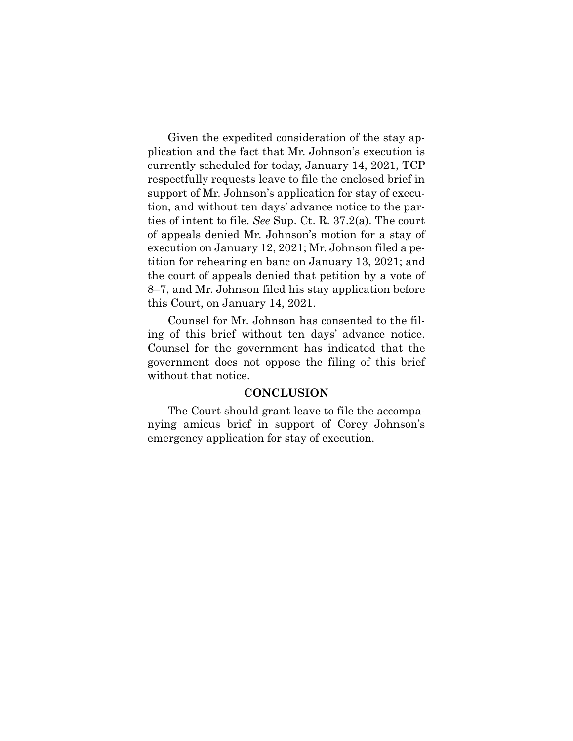Given the expedited consideration of the stay application and the fact that Mr. Johnson's execution is currently scheduled for today, January 14, 2021, TCP respectfully requests leave to file the enclosed brief in support of Mr. Johnson's application for stay of execution, and without ten days' advance notice to the parties of intent to file. *See* Sup. Ct. R. 37.2(a). The court of appeals denied Mr. Johnson's motion for a stay of execution on January 12, 2021; Mr. Johnson filed a petition for rehearing en banc on January 13, 2021; and the court of appeals denied that petition by a vote of 8–7, and Mr. Johnson filed his stay application before this Court, on January 14, 2021.

Counsel for Mr. Johnson has consented to the filing of this brief without ten days' advance notice. Counsel for the government has indicated that the government does not oppose the filing of this brief without that notice.

**CONCLUSION**

The Court should grant leave to file the accompanying amicus brief in support of Corey Johnson's emergency application for stay of execution.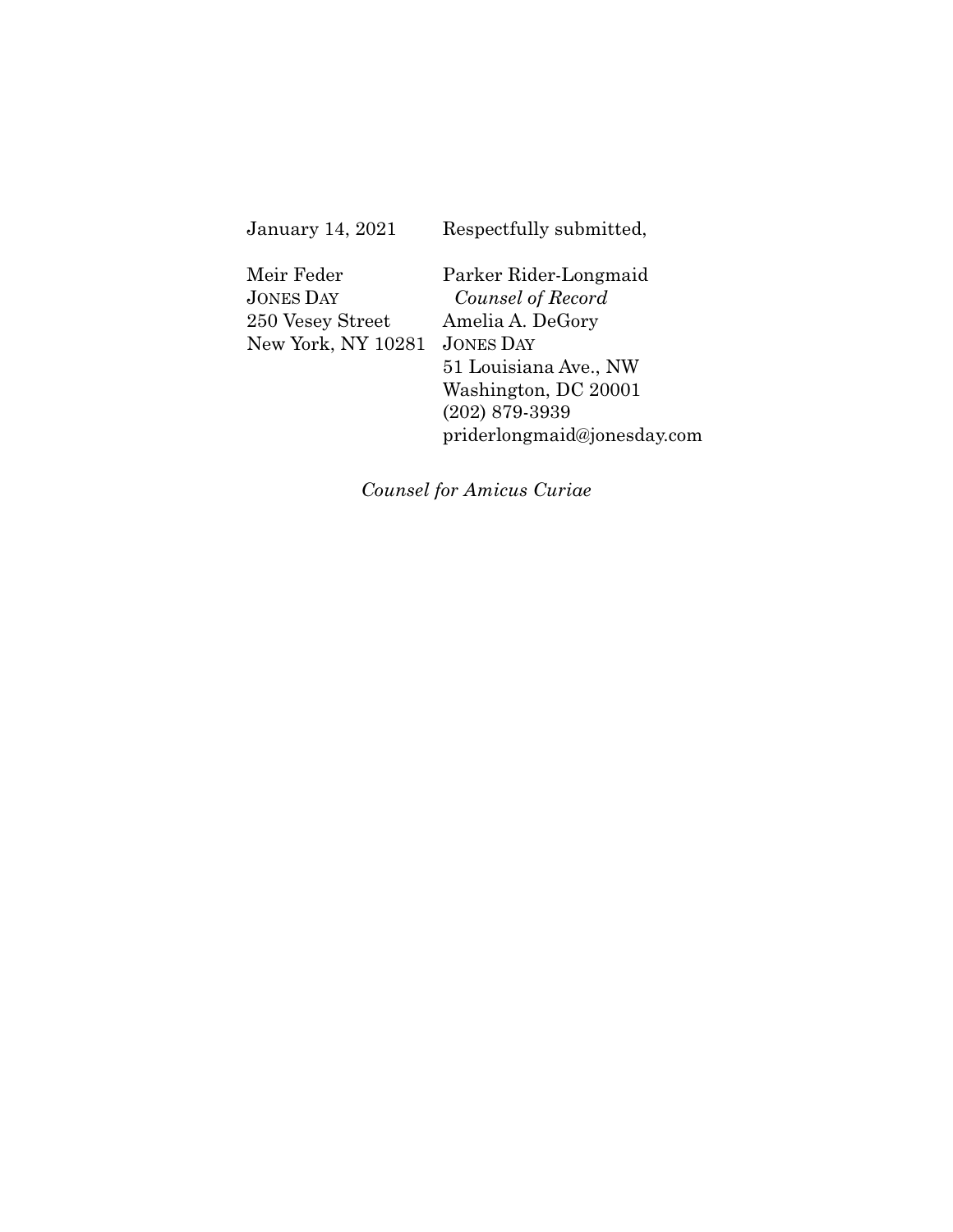January 14, 2021 Respectfully submitted,

| | |
|---|---|
| Meir Feder | Parker Rider-Longmaid |
| JONES DAY | *Counsel of Record* |
| 250 Vesey Street | Amelia A. DeGory |
| New York, NY 10281 | JONES DAY |
| | 51 Louisiana Ave., NW |
| | Washington, DC 20001 |
| | (202) 879-3939 |
| | priderlongmaid@jonesday.com |

*Counsel for Amicus Curiae*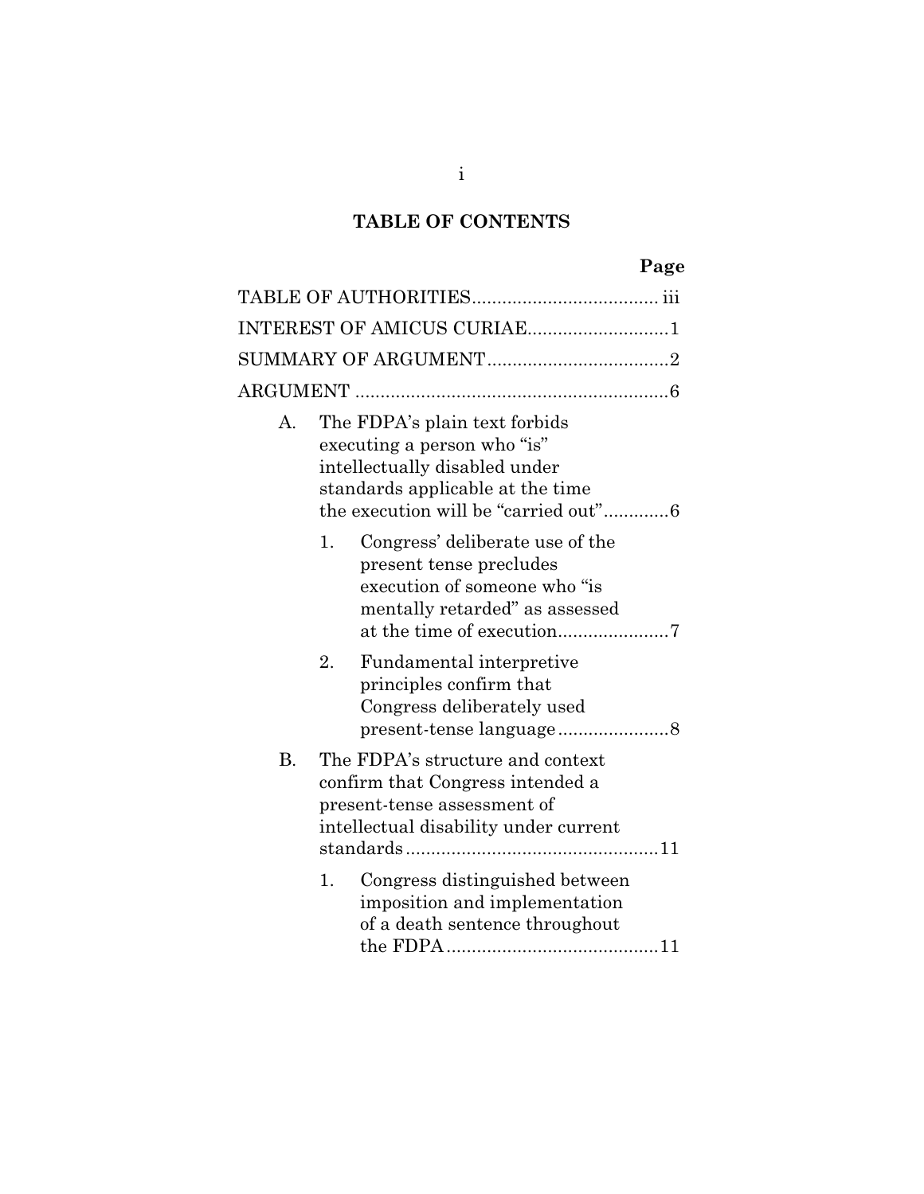**TABLE OF CONTENTS**

| | Page |
|---|---|
| TABLE OF AUTHORITIES | iii |
| INTEREST OF AMICUS CURIAE | 1 |
| SUMMARY OF ARGUMENT | 2 |
| ARGUMENT | 6 |
| A. The FDPA's plain text forbids executing a person who "is" intellectually disabled under standards applicable at the time the execution will be "carried out" | 6 |
| 1. Congress' deliberate use of the present tense precludes execution of someone who "is mentally retarded" as assessed at the time of execution | 7 |
| 2. Fundamental interpretive principles confirm that Congress deliberately used present-tense language | 8 |
| B. The FDPA's structure and context confirm that Congress intended a present-tense assessment of intellectual disability under current standards | 11 |
| 1. Congress distinguished between imposition and implementation of a death sentence throughout the FDPA | 11 |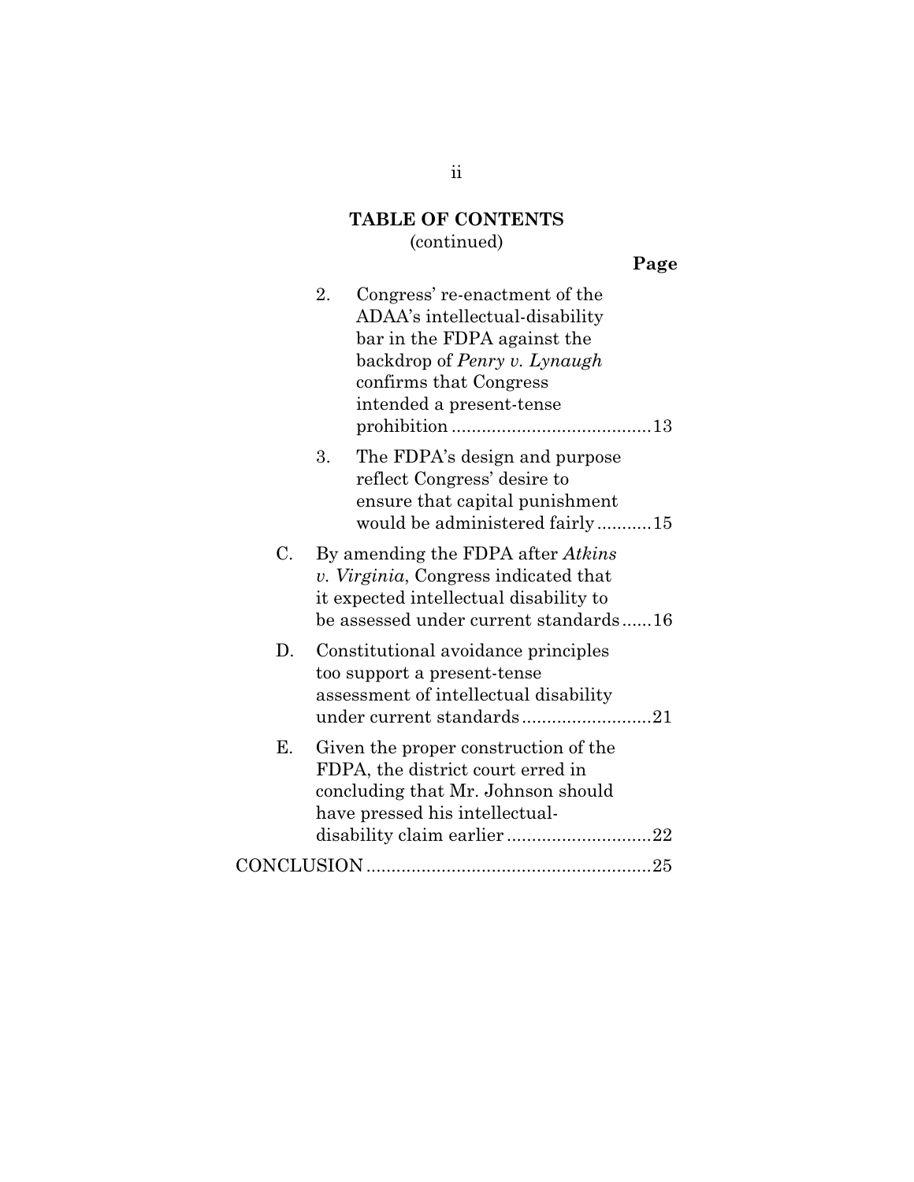## TABLE OF CONTENTS
(continued)

**Page**

2. Congress' re-enactment of the ADAA's intellectual-disability bar in the FDPA against the backdrop of *Penry v. Lynaugh* confirms that Congress intended a present-tense prohibition ........................................13
3. The FDPA's design and purpose reflect Congress' desire to ensure that capital punishment would be administered fairly...........15

C. By amending the FDPA after *Atkins v. Virginia*, Congress indicated that it expected intellectual disability to be assessed under current standards......16

D. Constitutional avoidance principles too support a present-tense assessment of intellectual disability under current standards..........................21

E. Given the proper construction of the FDPA, the district court erred in concluding that Mr. Johnson should have pressed his intellectual-disability claim earlier .............................22

CONCLUSION.........................................................25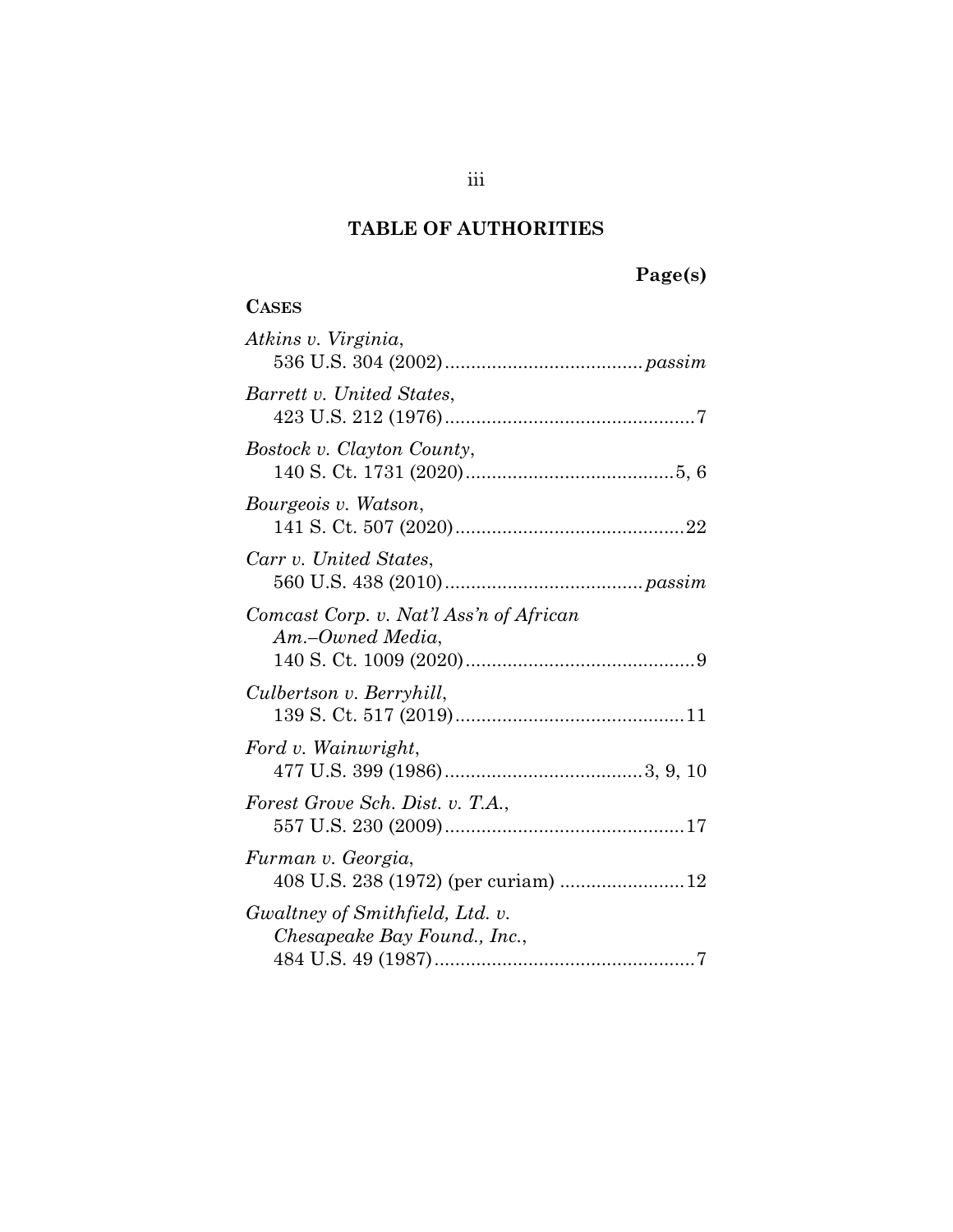# TABLE OF AUTHORITIES

**Page(s)**

**CASES**

*Atkins v. Virginia*,
536 U.S. 304 (2002) ..................................... *passim*

*Barrett v. United States*,
423 U.S. 212 (1976) ................................................ 7

*Bostock v. Clayton County*,
140 S. Ct. 1731 (2020) ........................................ 5, 6

*Bourgeois v. Watson*,
141 S. Ct. 507 (2020) ............................................ 22

*Carr v. United States*,
560 U.S. 438 (2010) ..................................... *passim*

*Comcast Corp. v. Nat'l Ass'n of African Am.–Owned Media*,
140 S. Ct. 1009 (2020) ............................................ 9

*Culbertson v. Berryhill*,
139 S. Ct. 517 (2019) ............................................ 11

*Ford v. Wainwright*,
477 U.S. 399 (1986) ...................................... 3, 9, 10

*Forest Grove Sch. Dist. v. T.A.*,
557 U.S. 230 (2009) .............................................. 17

*Furman v. Georgia*,
408 U.S. 238 (1972) (per curiam) ........................ 12

*Gwaltney of Smithfield, Ltd. v. Chesapeake Bay Found., Inc.*,
484 U.S. 49 (1987) .................................................. 7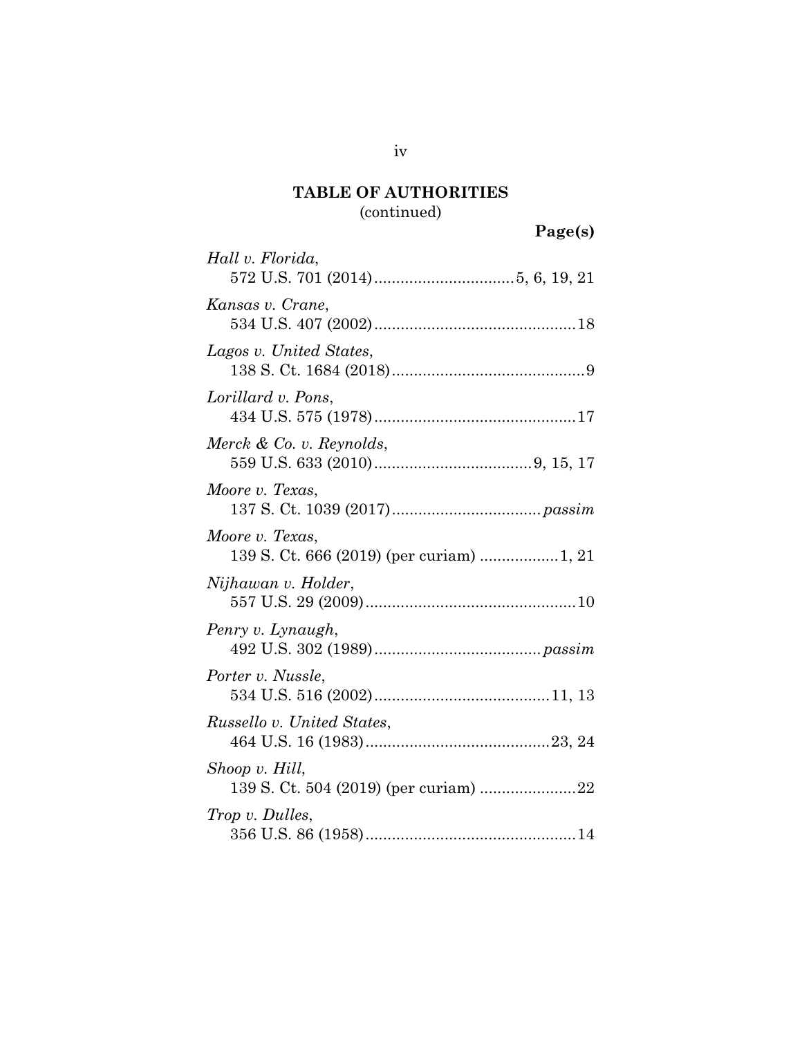**TABLE OF AUTHORITIES**
(continued)

**Page(s)**

*Hall v. Florida*,
572 U.S. 701 (2014) ................................ 5, 6, 19, 21

*Kansas v. Crane*,
534 U.S. 407 (2002) .............................................. 18

*Lagos v. United States*,
138 S. Ct. 1684 (2018) ............................................ 9

*Lorillard v. Pons*,
434 U.S. 575 (1978) .............................................. 17

*Merck & Co. v. Reynolds*,
559 U.S. 633 (2010) .................................... 9, 15, 17

*Moore v. Texas*,
137 S. Ct. 1039 (2017) .................................. *passim*

*Moore v. Texas*,
139 S. Ct. 666 (2019) (per curiam) .................. 1, 21

*Nijhawan v. Holder*,
557 U.S. 29 (2009) ................................................ 10

*Penry v. Lynaugh*,
492 U.S. 302 (1989) ...................................... *passim*

*Porter v. Nussle*,
534 U.S. 516 (2002) ........................................ 11, 13

*Russello v. United States*,
464 U.S. 16 (1983) .......................................... 23, 24

*Shoop v. Hill*,
139 S. Ct. 504 (2019) (per curiam) ...................... 22

*Trop v. Dulles*,
356 U.S. 86 (1958) ................................................ 14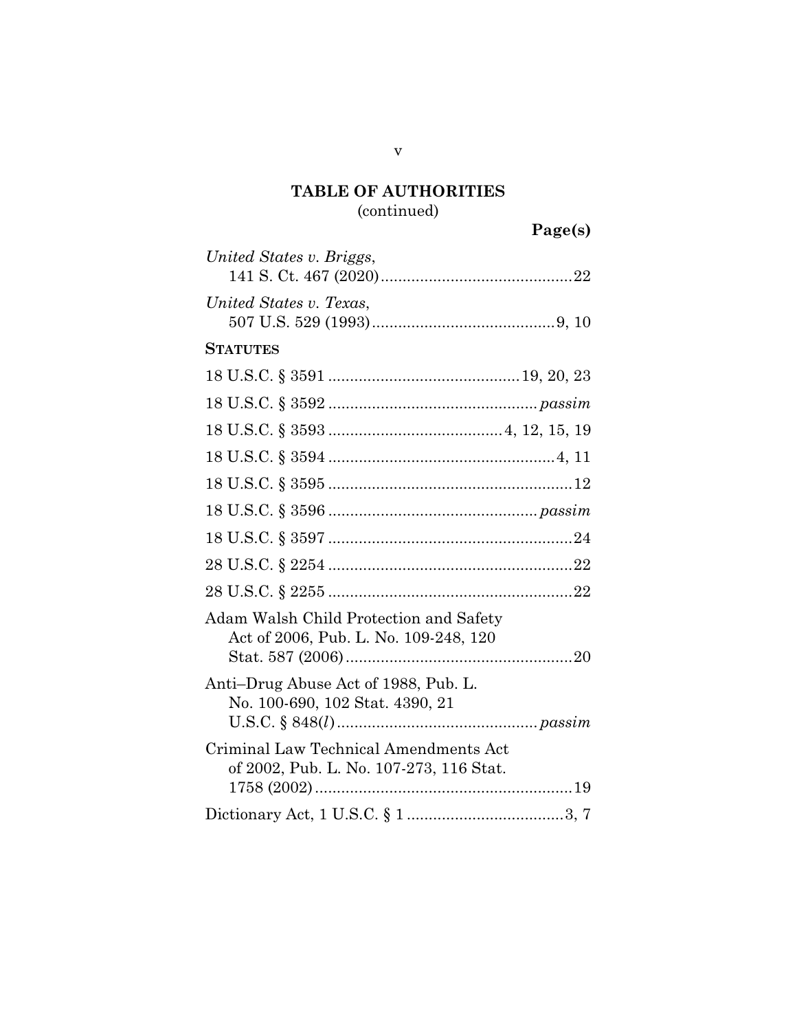# TABLE OF AUTHORITIES

(continued)

**Page(s)**

*United States v. Briggs*,
141 S. Ct. 467 (2020) ........................................... 22

*United States v. Texas*,
507 U.S. 529 (1993) ......................................... 9, 10

**STATUTES**

18 U.S.C. § 3591 ........................................... 19, 20, 23

18 U.S.C. § 3592 ............................................... *passim*

18 U.S.C. § 3593 ....................................... 4, 12, 15, 19

18 U.S.C. § 3594 .................................................... 4, 11

18 U.S.C. § 3595 ........................................................ 12

18 U.S.C. § 3596 ............................................... *passim*

18 U.S.C. § 3597 ........................................................ 24

28 U.S.C. § 2254 ........................................................ 22

28 U.S.C. § 2255 ........................................................ 22

Adam Walsh Child Protection and Safety
Act of 2006, Pub. L. No. 109-248, 120
Stat. 587 (2006) .................................................... 20

Anti–Drug Abuse Act of 1988, Pub. L.
No. 100-690, 102 Stat. 4390, 21
U.S.C. § 848(*l*) ............................................. *passim*

Criminal Law Technical Amendments Act
of 2002, Pub. L. No. 107-273, 116 Stat.
1758 (2002) ........................................................... 19

Dictionary Act, 1 U.S.C. § 1 .................................... 3, 7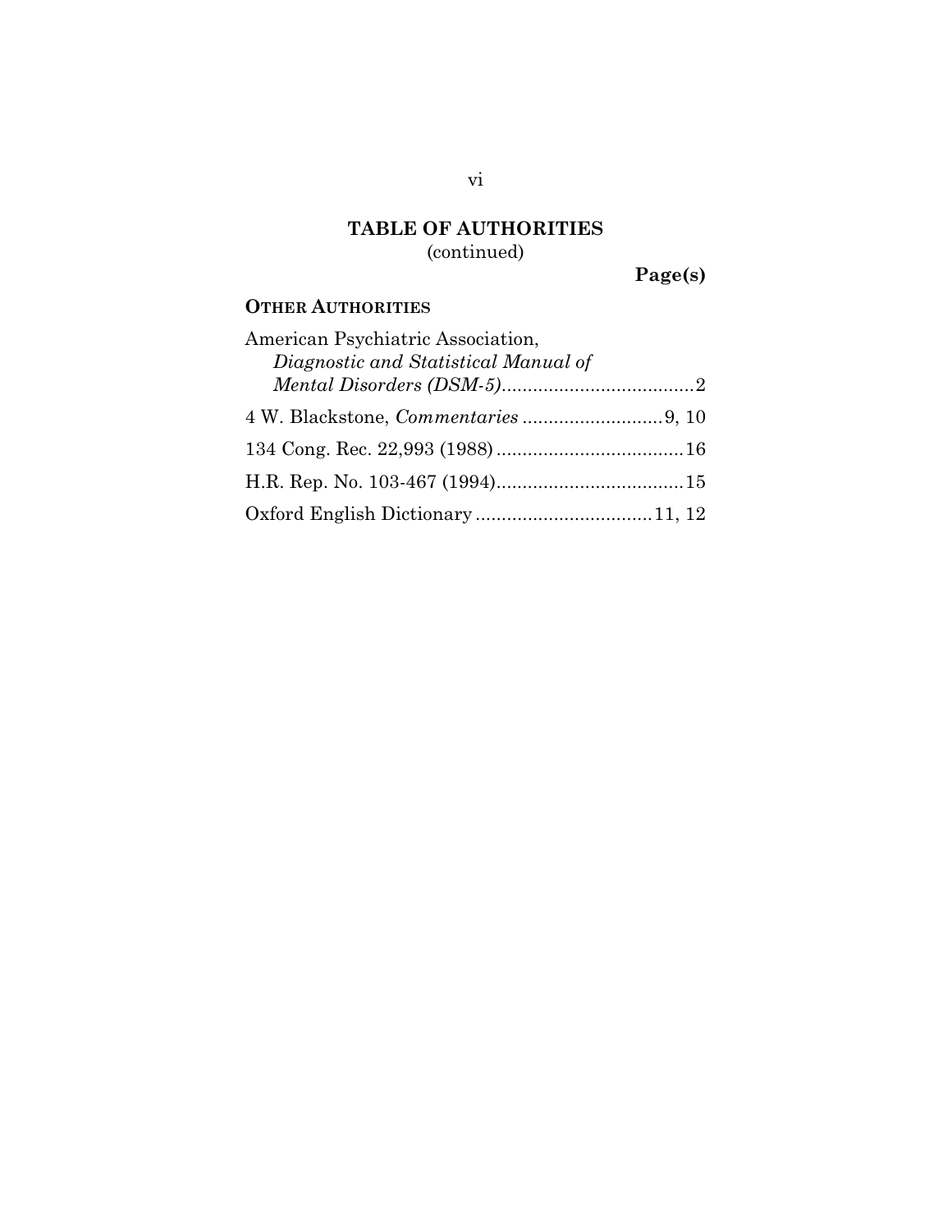## TABLE OF AUTHORITIES
(continued)

**Page(s)**

**OTHER AUTHORITIES**

American Psychiatric Association, *Diagnostic and Statistical Manual of Mental Disorders (DSM-5)*....................................2

4 W. Blackstone, *Commentaries* ...........................9, 10

134 Cong. Rec. 22,993 (1988)....................................16

H.R. Rep. No. 103-467 (1994)....................................15

Oxford English Dictionary..................................11, 12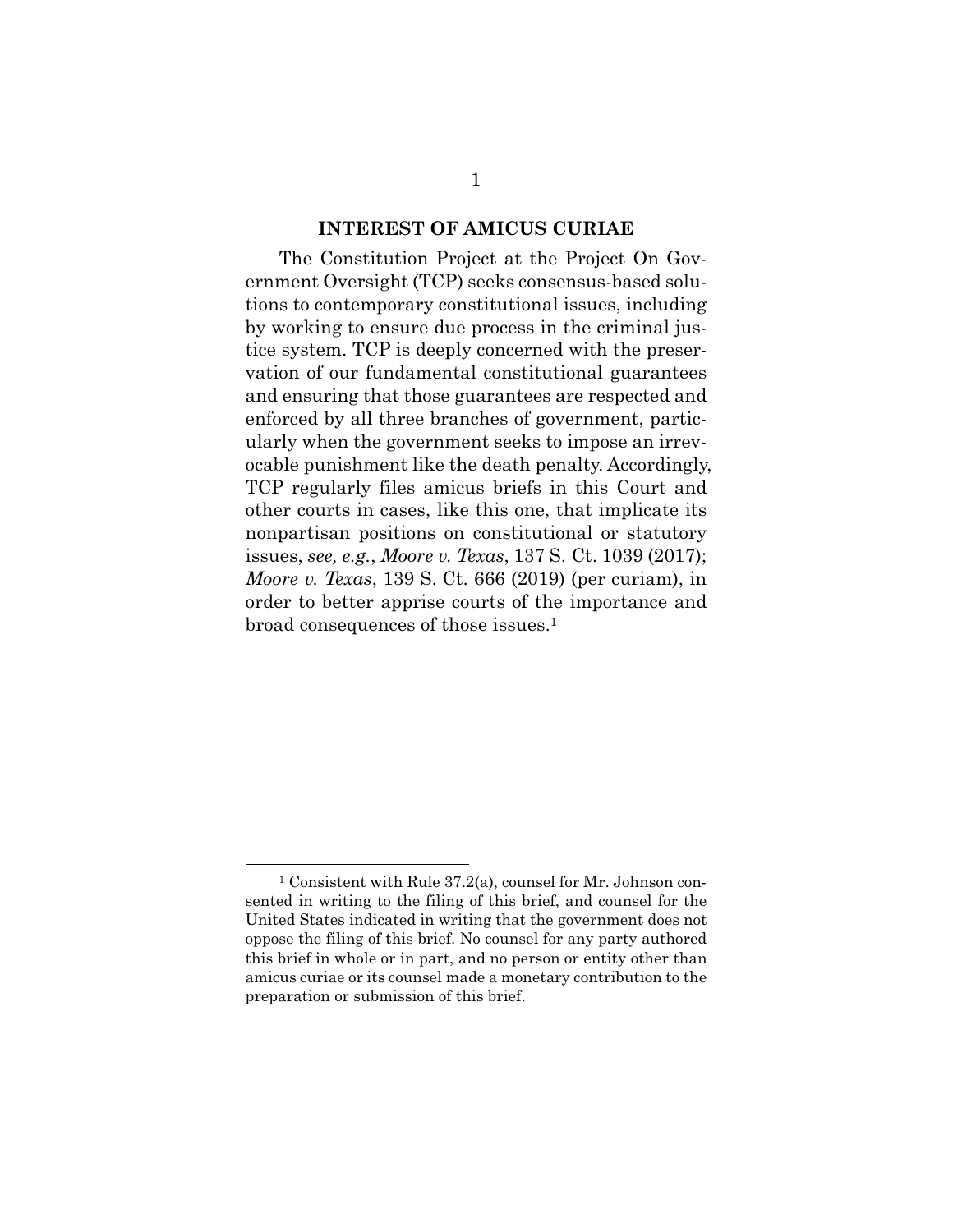## INTEREST OF AMICUS CURIAE

The Constitution Project at the Project On Government Oversight (TCP) seeks consensus-based solutions to contemporary constitutional issues, including by working to ensure due process in the criminal justice system. TCP is deeply concerned with the preservation of our fundamental constitutional guarantees and ensuring that those guarantees are respected and enforced by all three branches of government, particularly when the government seeks to impose an irrevocable punishment like the death penalty. Accordingly, TCP regularly files amicus briefs in this Court and other courts in cases, like this one, that implicate its nonpartisan positions on constitutional or statutory issues, *see, e.g.*, *Moore v. Texas*, 137 S. Ct. 1039 (2017); *Moore v. Texas*, 139 S. Ct. 666 (2019) (per curiam), in order to better apprise courts of the importance and broad consequences of those issues.[1]

---

[1] Consistent with Rule 37.2(a), counsel for Mr. Johnson consented in writing to the filing of this brief, and counsel for the United States indicated in writing that the government does not oppose the filing of this brief. No counsel for any party authored this brief in whole or in part, and no person or entity other than amicus curiae or its counsel made a monetary contribution to the preparation or submission of this brief.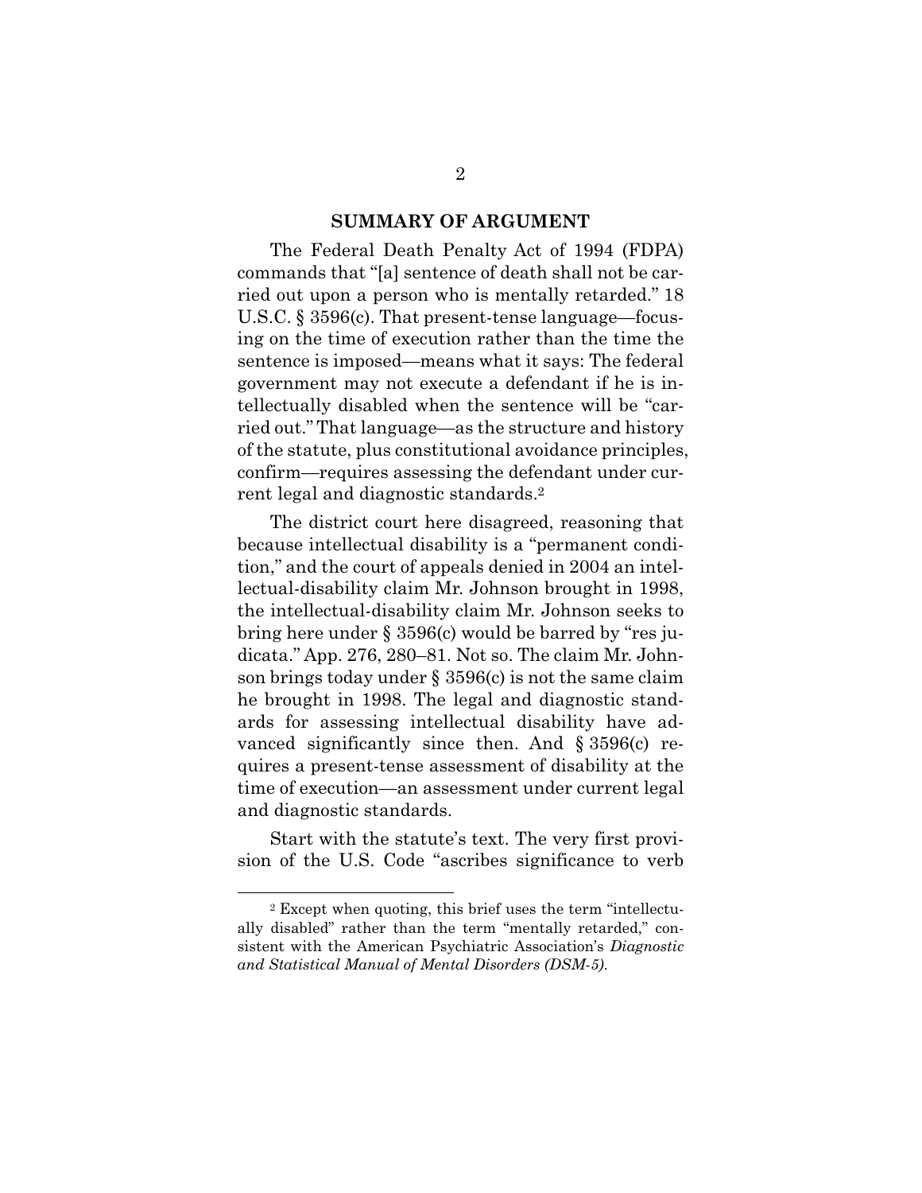## SUMMARY OF ARGUMENT

The Federal Death Penalty Act of 1994 (FDPA) commands that "[a] sentence of death shall not be carried out upon a person who is mentally retarded." 18 U.S.C. § 3596(c). That present-tense language—focusing on the time of execution rather than the time the sentence is imposed—means what it says: The federal government may not execute a defendant if he is intellectually disabled when the sentence will be "carried out." That language—as the structure and history of the statute, plus constitutional avoidance principles, confirm—requires assessing the defendant under current legal and diagnostic standards.[2]

The district court here disagreed, reasoning that because intellectual disability is a "permanent condition," and the court of appeals denied in 2004 an intellectual-disability claim Mr. Johnson brought in 1998, the intellectual-disability claim Mr. Johnson seeks to bring here under § 3596(c) would be barred by "res judicata." App. 276, 280–81. Not so. The claim Mr. Johnson brings today under § 3596(c) is not the same claim he brought in 1998. The legal and diagnostic standards for assessing intellectual disability have advanced significantly since then. And § 3596(c) requires a present-tense assessment of disability at the time of execution—an assessment under current legal and diagnostic standards.

Start with the statute's text. The very first provision of the U.S. Code "ascribes significance to verb

---

[2] Except when quoting, this brief uses the term "intellectually disabled" rather than the term "mentally retarded," consistent with the American Psychiatric Association's *Diagnostic and Statistical Manual of Mental Disorders (DSM-5)*.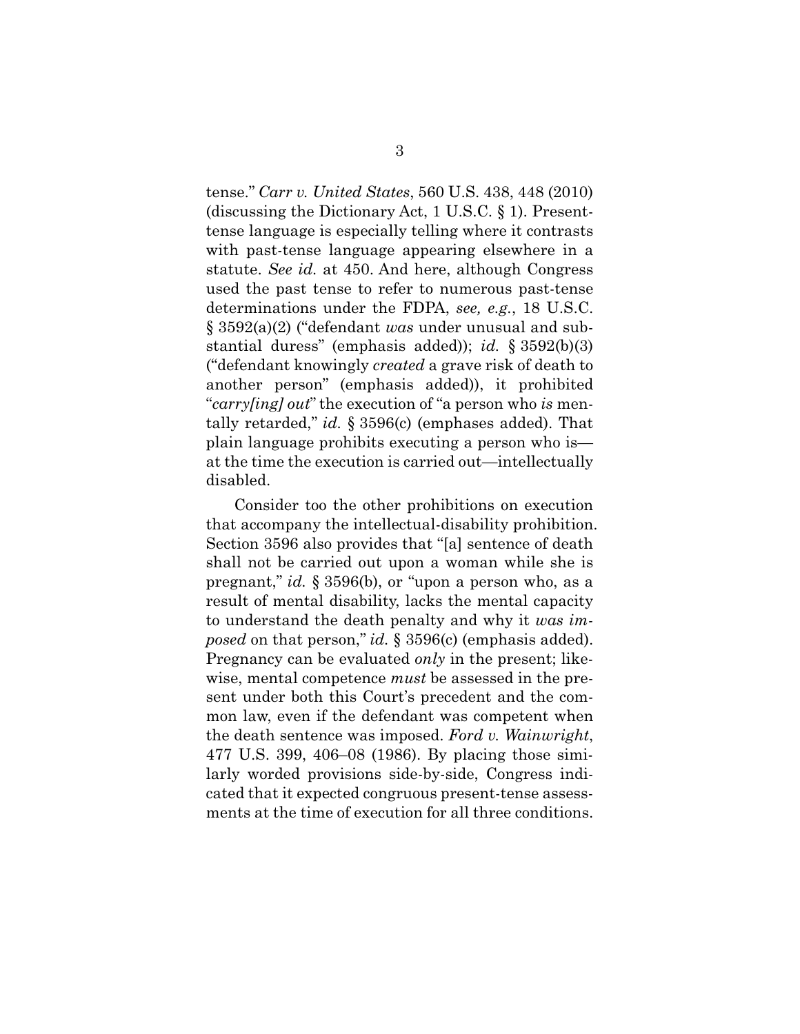tense." *Carr v. United States*, 560 U.S. 438, 448 (2010) (discussing the Dictionary Act, 1 U.S.C. § 1). Present-tense language is especially telling where it contrasts with past-tense language appearing elsewhere in a statute. *See id.* at 450. And here, although Congress used the past tense to refer to numerous past-tense determinations under the FDPA, *see, e.g.*, 18 U.S.C. § 3592(a)(2) ("defendant *was* under unusual and substantial duress" (emphasis added)); *id.* § 3592(b)(3) ("defendant knowingly *created* a grave risk of death to another person" (emphasis added)), it prohibited "*carry[ing] out*" the execution of "a person who *is* mentally retarded," *id.* § 3596(c) (emphases added). That plain language prohibits executing a person who is—at the time the execution is carried out—intellectually disabled.

Consider too the other prohibitions on execution that accompany the intellectual-disability prohibition. Section 3596 also provides that "[a] sentence of death shall not be carried out upon a woman while she is pregnant," *id.* § 3596(b), or "upon a person who, as a result of mental disability, lacks the mental capacity to understand the death penalty and why it *was imposed* on that person," *id.* § 3596(c) (emphasis added). Pregnancy can be evaluated *only* in the present; likewise, mental competence *must* be assessed in the present under both this Court's precedent and the common law, even if the defendant was competent when the death sentence was imposed. *Ford v. Wainwright*, 477 U.S. 399, 406–08 (1986). By placing those similarly worded provisions side-by-side, Congress indicated that it expected congruous present-tense assessments at the time of execution for all three conditions.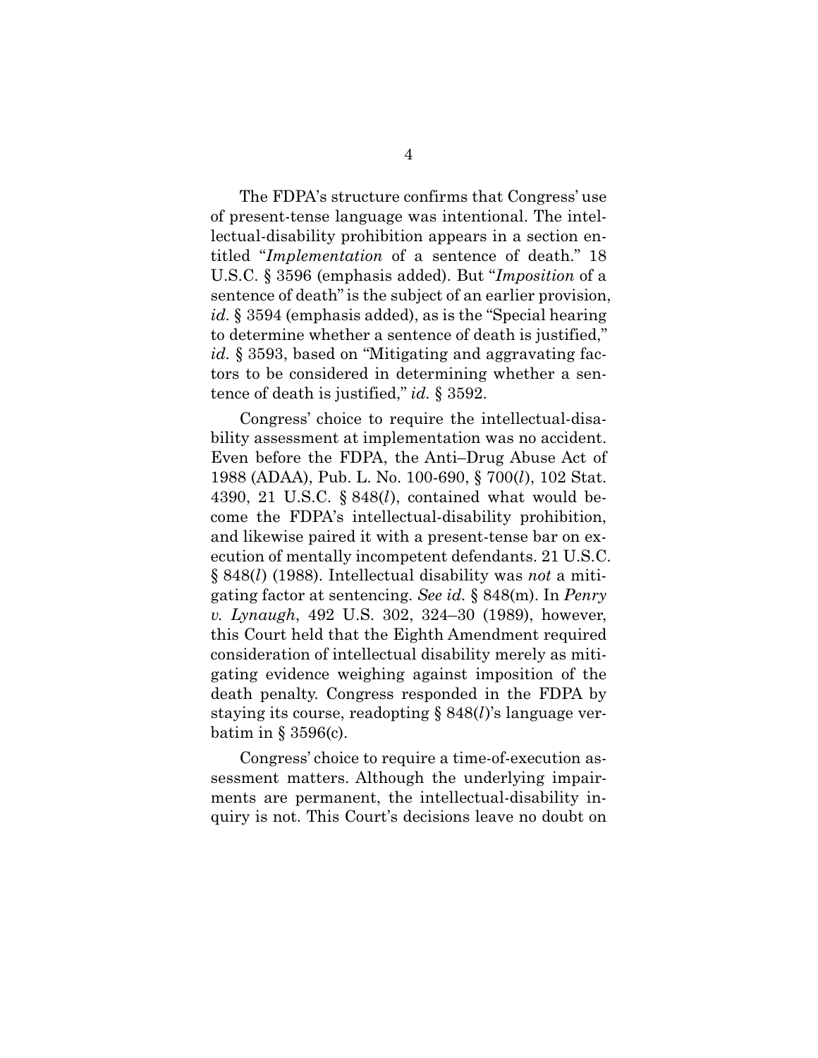The FDPA's structure confirms that Congress' use of present-tense language was intentional. The intellectual-disability prohibition appears in a section entitled "*Implementation* of a sentence of death." 18 U.S.C. § 3596 (emphasis added). But "*Imposition* of a sentence of death" is the subject of an earlier provision, *id.* § 3594 (emphasis added), as is the "Special hearing to determine whether a sentence of death is justified," *id.* § 3593, based on "Mitigating and aggravating factors to be considered in determining whether a sentence of death is justified," *id.* § 3592.

Congress' choice to require the intellectual-disability assessment at implementation was no accident. Even before the FDPA, the Anti–Drug Abuse Act of 1988 (ADAA), Pub. L. No. 100-690, § 700(*l*), 102 Stat. 4390, 21 U.S.C. § 848(*l*), contained what would become the FDPA's intellectual-disability prohibition, and likewise paired it with a present-tense bar on execution of mentally incompetent defendants. 21 U.S.C. § 848(*l*) (1988). Intellectual disability was *not* a mitigating factor at sentencing. *See id.* § 848(m). In *Penry v. Lynaugh*, 492 U.S. 302, 324–30 (1989), however, this Court held that the Eighth Amendment required consideration of intellectual disability merely as mitigating evidence weighing against imposition of the death penalty. Congress responded in the FDPA by staying its course, readopting § 848(*l*)'s language verbatim in § 3596(c).

Congress' choice to require a time-of-execution assessment matters. Although the underlying impairments are permanent, the intellectual-disability inquiry is not. This Court's decisions leave no doubt on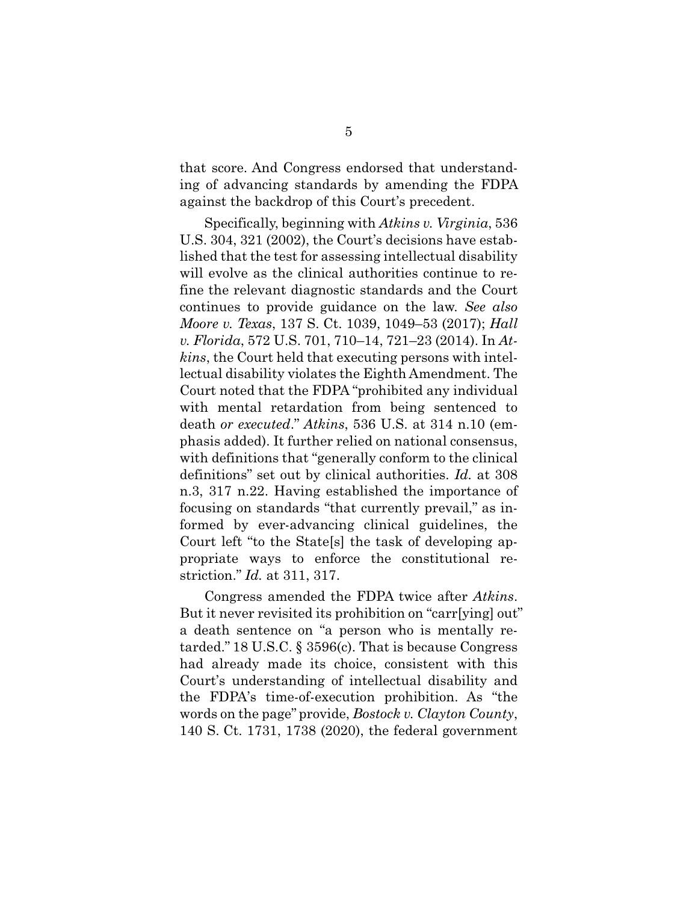that score. And Congress endorsed that understanding of advancing standards by amending the FDPA against the backdrop of this Court's precedent.

Specifically, beginning with *Atkins v. Virginia*, 536 U.S. 304, 321 (2002), the Court's decisions have established that the test for assessing intellectual disability will evolve as the clinical authorities continue to refine the relevant diagnostic standards and the Court continues to provide guidance on the law. *See also Moore v. Texas*, 137 S. Ct. 1039, 1049–53 (2017); *Hall v. Florida*, 572 U.S. 701, 710–14, 721–23 (2014). In *Atkins*, the Court held that executing persons with intellectual disability violates the Eighth Amendment. The Court noted that the FDPA "prohibited any individual with mental retardation from being sentenced to death *or executed*." *Atkins*, 536 U.S. at 314 n.10 (emphasis added). It further relied on national consensus, with definitions that "generally conform to the clinical definitions" set out by clinical authorities. *Id.* at 308 n.3, 317 n.22. Having established the importance of focusing on standards "that currently prevail," as informed by ever-advancing clinical guidelines, the Court left "to the State[s] the task of developing appropriate ways to enforce the constitutional restriction." *Id.* at 311, 317.

Congress amended the FDPA twice after *Atkins*. But it never revisited its prohibition on "carr[ying] out" a death sentence on "a person who is mentally retarded." 18 U.S.C. § 3596(c). That is because Congress had already made its choice, consistent with this Court's understanding of intellectual disability and the FDPA's time-of-execution prohibition. As "the words on the page" provide, *Bostock v. Clayton County*, 140 S. Ct. 1731, 1738 (2020), the federal government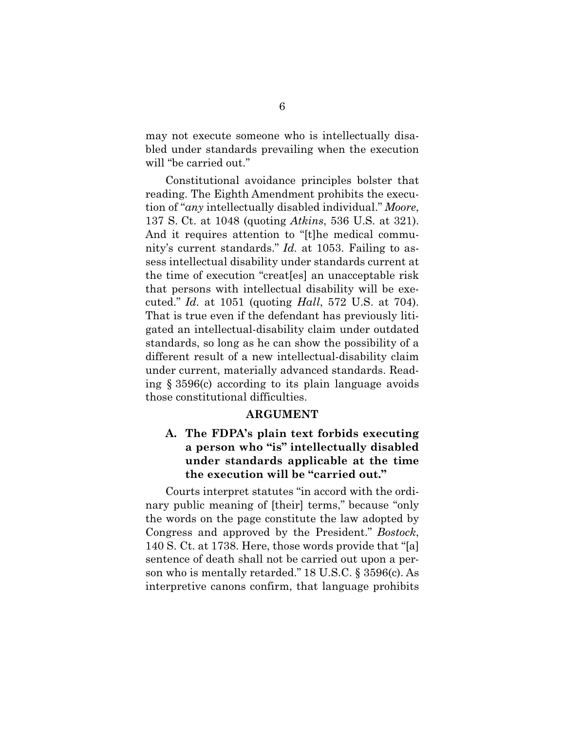may not execute someone who is intellectually disabled under standards prevailing when the execution will "be carried out."

Constitutional avoidance principles bolster that reading. The Eighth Amendment prohibits the execution of "*any* intellectually disabled individual." *Moore*, 137 S. Ct. at 1048 (quoting *Atkins*, 536 U.S. at 321). And it requires attention to "[t]he medical community's current standards." *Id.* at 1053. Failing to assess intellectual disability under standards current at the time of execution "creat[es] an unacceptable risk that persons with intellectual disability will be executed." *Id.* at 1051 (quoting *Hall*, 572 U.S. at 704). That is true even if the defendant has previously litigated an intellectual-disability claim under outdated standards, so long as he can show the possibility of a different result of a new intellectual-disability claim under current, materially advanced standards. Reading § 3596(c) according to its plain language avoids those constitutional difficulties.

## ARGUMENT

### A. The FDPA's plain text forbids executing a person who "is" intellectually disabled under standards applicable at the time the execution will be "carried out."

Courts interpret statutes "in accord with the ordinary public meaning of [their] terms," because "only the words on the page constitute the law adopted by Congress and approved by the President." *Bostock*, 140 S. Ct. at 1738. Here, those words provide that "[a] sentence of death shall not be carried out upon a person who is mentally retarded." 18 U.S.C. § 3596(c). As interpretive canons confirm, that language prohibits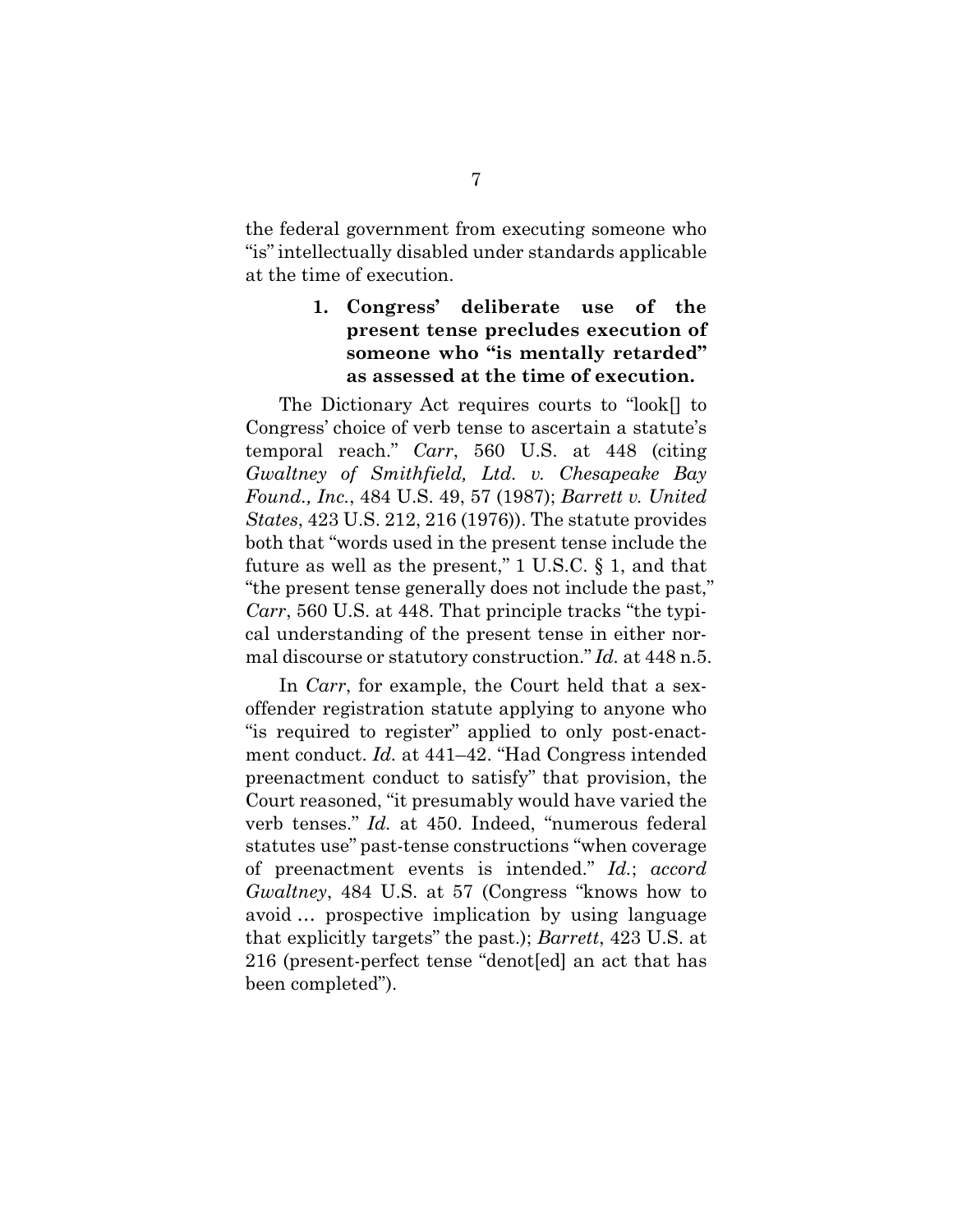the federal government from executing someone who "is" intellectually disabled under standards applicable at the time of execution.

### 1. Congress' deliberate use of the present tense precludes execution of someone who "is mentally retarded" as assessed at the time of execution.

The Dictionary Act requires courts to "look[] to Congress' choice of verb tense to ascertain a statute's temporal reach." *Carr*, 560 U.S. at 448 (citing *Gwaltney of Smithfield, Ltd. v. Chesapeake Bay Found., Inc.*, 484 U.S. 49, 57 (1987); *Barrett v. United States*, 423 U.S. 212, 216 (1976)). The statute provides both that "words used in the present tense include the future as well as the present," 1 U.S.C. § 1, and that "the present tense generally does not include the past," *Carr*, 560 U.S. at 448. That principle tracks "the typical understanding of the present tense in either normal discourse or statutory construction." *Id.* at 448 n.5.

In *Carr*, for example, the Court held that a sex-offender registration statute applying to anyone who "is required to register" applied to only post-enactment conduct. *Id.* at 441–42. "Had Congress intended preenactment conduct to satisfy" that provision, the Court reasoned, "it presumably would have varied the verb tenses." *Id.* at 450. Indeed, "numerous federal statutes use" past-tense constructions "when coverage of preenactment events is intended." *Id.*; *accord Gwaltney*, 484 U.S. at 57 (Congress "knows how to avoid … prospective implication by using language that explicitly targets" the past.); *Barrett*, 423 U.S. at 216 (present-perfect tense "denot[ed] an act that has been completed").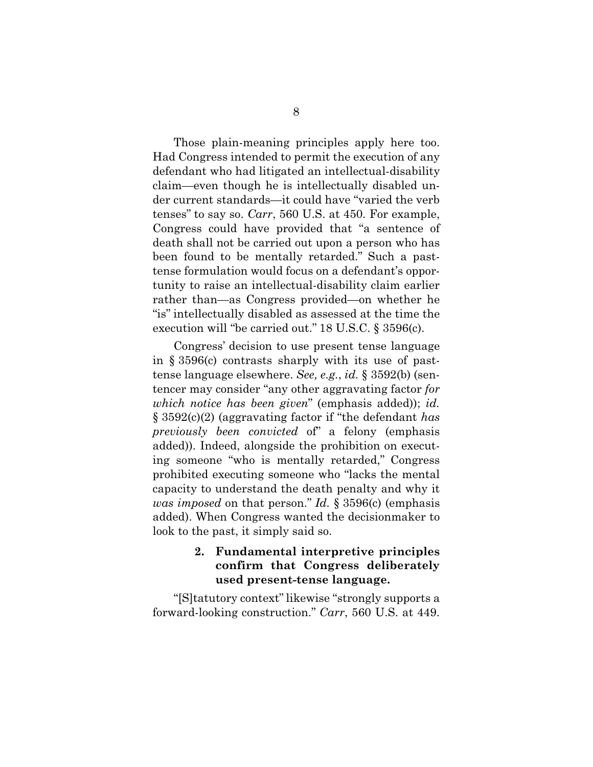Those plain-meaning principles apply here too. Had Congress intended to permit the execution of any defendant who had litigated an intellectual-disability claim—even though he is intellectually disabled under current standards—it could have "varied the verb tenses" to say so. *Carr*, 560 U.S. at 450. For example, Congress could have provided that "a sentence of death shall not be carried out upon a person who has been found to be mentally retarded." Such a past-tense formulation would focus on a defendant's opportunity to raise an intellectual-disability claim earlier rather than—as Congress provided—on whether he "is" intellectually disabled as assessed at the time the execution will "be carried out." 18 U.S.C. § 3596(c).

Congress' decision to use present tense language in § 3596(c) contrasts sharply with its use of past-tense language elsewhere. *See, e.g.*, *id.* § 3592(b) (sentencer may consider "any other aggravating factor *for which notice has been given*" (emphasis added)); *id.* § 3592(c)(2) (aggravating factor if "the defendant *has previously been convicted* of" a felony (emphasis added)). Indeed, alongside the prohibition on executing someone "who is mentally retarded," Congress prohibited executing someone who "lacks the mental capacity to understand the death penalty and why it *was imposed* on that person." *Id.* § 3596(c) (emphasis added). When Congress wanted the decisionmaker to look to the past, it simply said so.

#### 2. Fundamental interpretive principles confirm that Congress deliberately used present-tense language.

"[S]tatutory context" likewise "strongly supports a forward-looking construction." *Carr*, 560 U.S. at 449.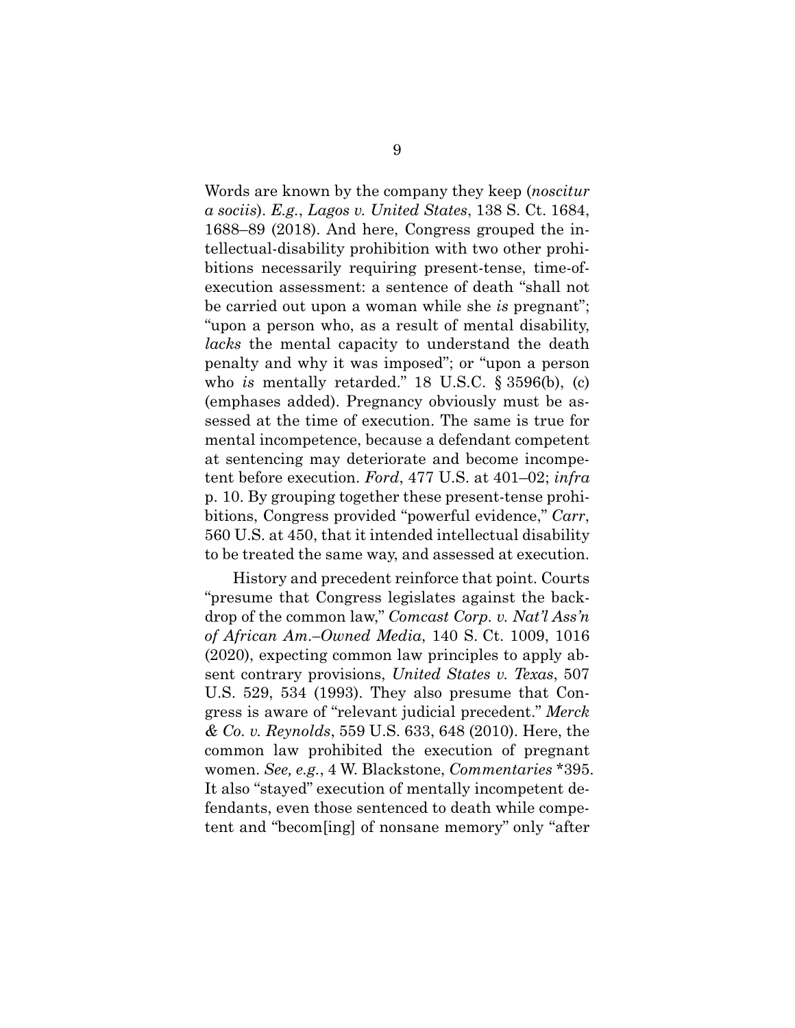Words are known by the company they keep (*noscitur a sociis*). *E.g.*, *Lagos v. United States*, 138 S. Ct. 1684, 1688–89 (2018). And here, Congress grouped the intellectual-disability prohibition with two other prohibitions necessarily requiring present-tense, time-of-execution assessment: a sentence of death "shall not be carried out upon a woman while she *is* pregnant"; "upon a person who, as a result of mental disability, *lacks* the mental capacity to understand the death penalty and why it was imposed"; or "upon a person who *is* mentally retarded." 18 U.S.C. § 3596(b), (c) (emphases added). Pregnancy obviously must be assessed at the time of execution. The same is true for mental incompetence, because a defendant competent at sentencing may deteriorate and become incompetent before execution. *Ford*, 477 U.S. at 401–02; *infra* p. 10. By grouping together these present-tense prohibitions, Congress provided "powerful evidence," *Carr*, 560 U.S. at 450, that it intended intellectual disability to be treated the same way, and assessed at execution.

History and precedent reinforce that point. Courts "presume that Congress legislates against the backdrop of the common law," *Comcast Corp. v. Nat'l Ass'n of African Am.–Owned Media*, 140 S. Ct. 1009, 1016 (2020), expecting common law principles to apply absent contrary provisions, *United States v. Texas*, 507 U.S. 529, 534 (1993). They also presume that Congress is aware of "relevant judicial precedent." *Merck & Co. v. Reynolds*, 559 U.S. 633, 648 (2010). Here, the common law prohibited the execution of pregnant women. *See, e.g.*, 4 W. Blackstone, *Commentaries* *395. It also "stayed" execution of mentally incompetent defendants, even those sentenced to death while competent and "becom[ing] of nonsane memory" only "after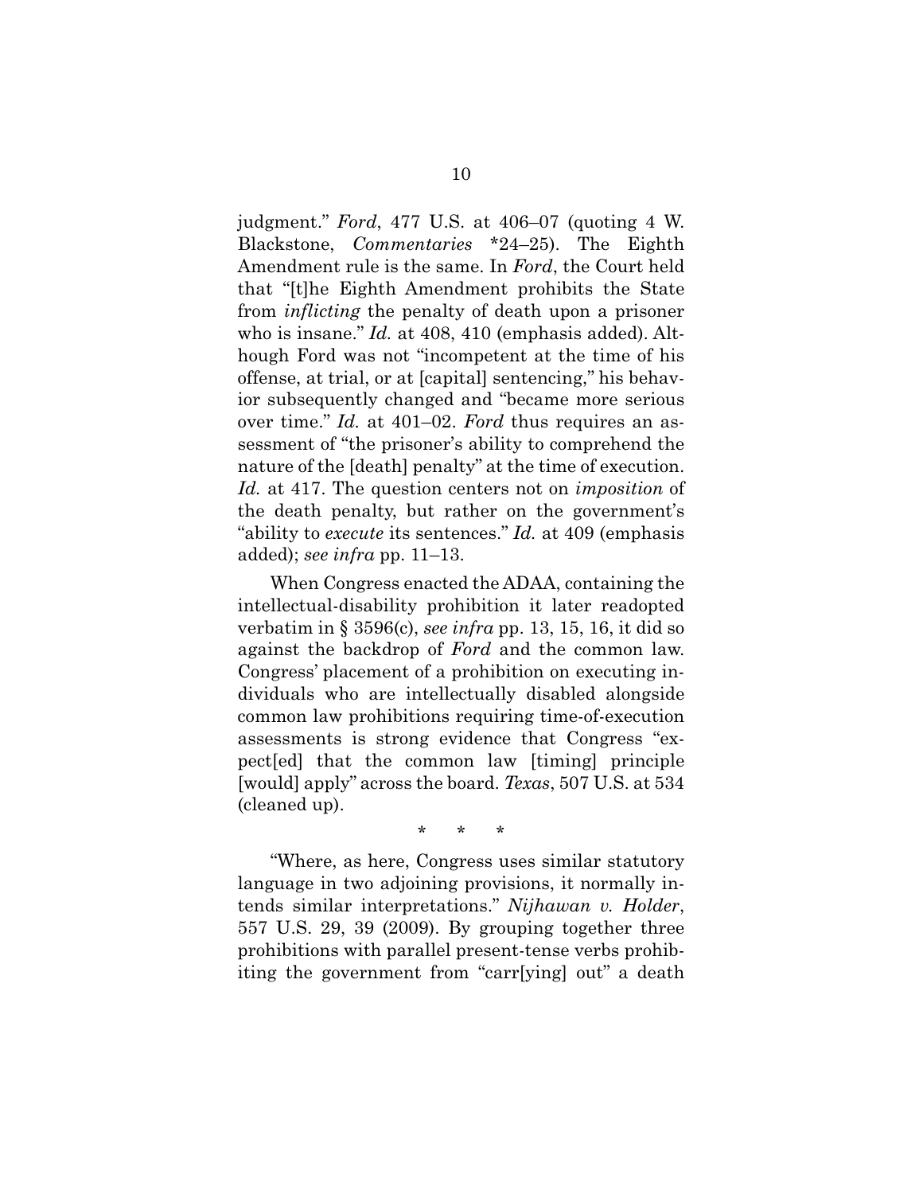judgment." *Ford*, 477 U.S. at 406–07 (quoting 4 W. Blackstone, *Commentaries* *24–25). The Eighth Amendment rule is the same. In *Ford*, the Court held that "[t]he Eighth Amendment prohibits the State from *inflicting* the penalty of death upon a prisoner who is insane." *Id.* at 408, 410 (emphasis added). Although Ford was not "incompetent at the time of his offense, at trial, or at [capital] sentencing," his behavior subsequently changed and "became more serious over time." *Id.* at 401–02. *Ford* thus requires an assessment of "the prisoner's ability to comprehend the nature of the [death] penalty" at the time of execution. *Id.* at 417. The question centers not on *imposition* of the death penalty, but rather on the government's "ability to *execute* its sentences." *Id.* at 409 (emphasis added); *see infra* pp. 11–13.

When Congress enacted the ADAA, containing the intellectual-disability prohibition it later readopted verbatim in § 3596(c), *see infra* pp. 13, 15, 16, it did so against the backdrop of *Ford* and the common law. Congress' placement of a prohibition on executing individuals who are intellectually disabled alongside common law prohibitions requiring time-of-execution assessments is strong evidence that Congress "expect[ed] that the common law [timing] principle [would] apply" across the board. *Texas*, 507 U.S. at 534 (cleaned up).

\* \* \*

"Where, as here, Congress uses similar statutory language in two adjoining provisions, it normally intends similar interpretations." *Nijhawan v. Holder*, 557 U.S. 29, 39 (2009). By grouping together three prohibitions with parallel present-tense verbs prohibiting the government from "carr[ying] out" a death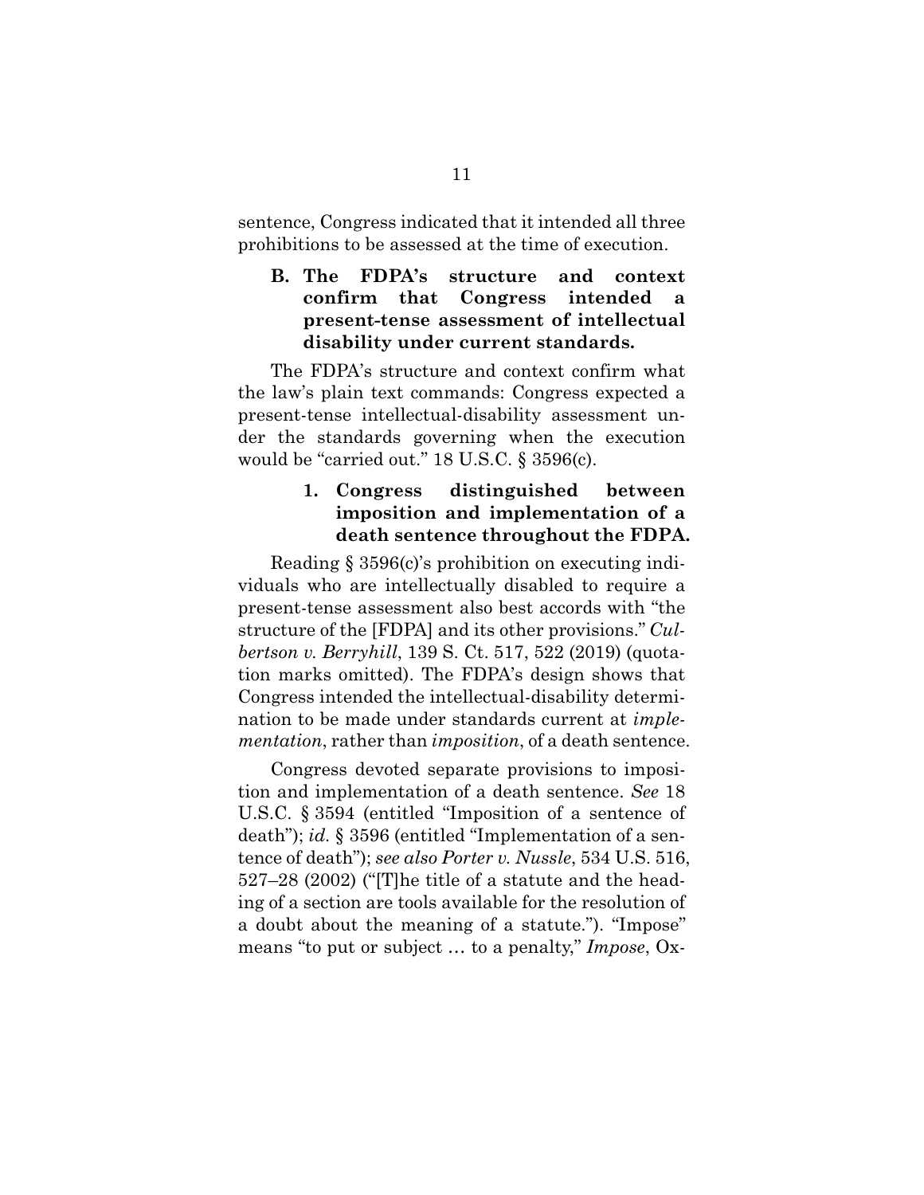sentence, Congress indicated that it intended all three prohibitions to be assessed at the time of execution.

### B. The FDPA's structure and context confirm that Congress intended a present-tense assessment of intellectual disability under current standards.

The FDPA's structure and context confirm what the law's plain text commands: Congress expected a present-tense intellectual-disability assessment under the standards governing when the execution would be "carried out." 18 U.S.C. § 3596(c).

#### 1. Congress distinguished between imposition and implementation of a death sentence throughout the FDPA.

Reading § 3596(c)'s prohibition on executing individuals who are intellectually disabled to require a present-tense assessment also best accords with "the structure of the [FDPA] and its other provisions." *Culbertson v. Berryhill*, 139 S. Ct. 517, 522 (2019) (quotation marks omitted). The FDPA's design shows that Congress intended the intellectual-disability determination to be made under standards current at *implementation*, rather than *imposition*, of a death sentence.

Congress devoted separate provisions to imposition and implementation of a death sentence. *See* 18 U.S.C. § 3594 (entitled "Imposition of a sentence of death"); *id.* § 3596 (entitled "Implementation of a sentence of death"); *see also Porter v. Nussle*, 534 U.S. 516, 527–28 (2002) ("[T]he title of a statute and the heading of a section are tools available for the resolution of a doubt about the meaning of a statute."). "Impose" means "to put or subject … to a penalty," *Impose*, Ox-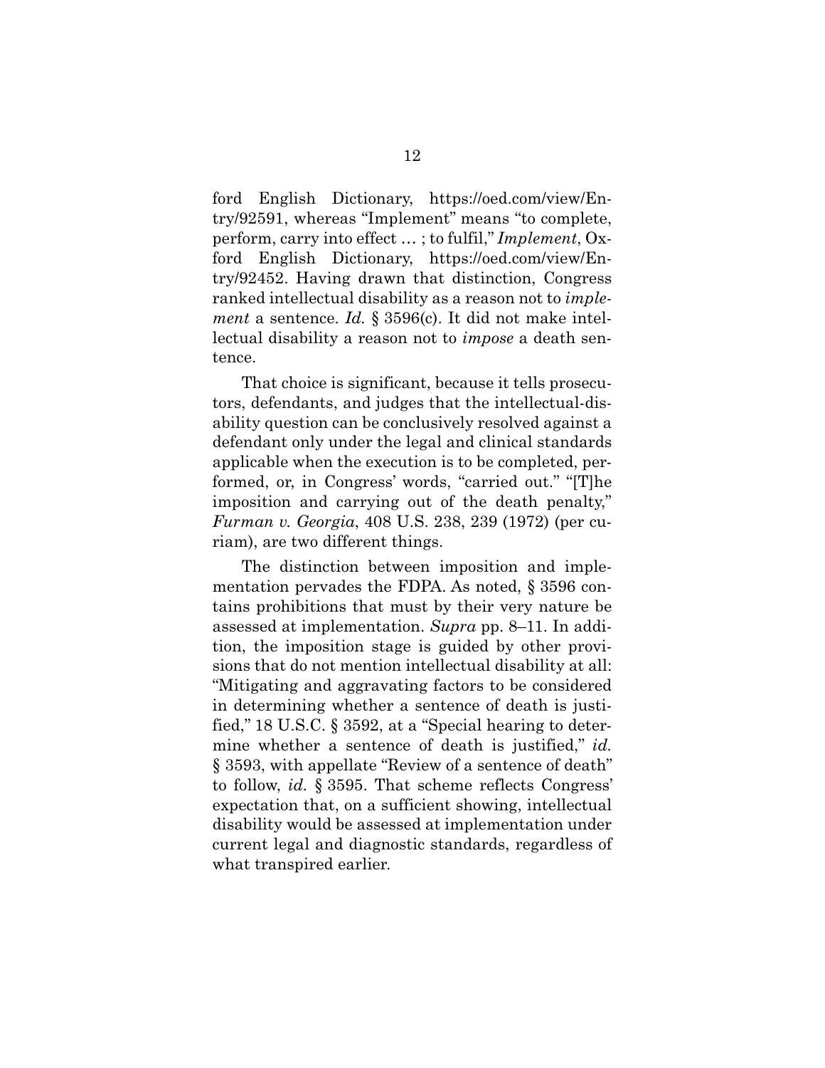ford English Dictionary, https://oed.com/view/Entry/92591, whereas "Implement" means "to complete, perform, carry into effect ... ; to fulfil," *Implement*, Oxford English Dictionary, https://oed.com/view/Entry/92452. Having drawn that distinction, Congress ranked intellectual disability as a reason not to *implement* a sentence. *Id.* § 3596(c). It did not make intellectual disability a reason not to *impose* a death sentence.

That choice is significant, because it tells prosecutors, defendants, and judges that the intellectual-disability question can be conclusively resolved against a defendant only under the legal and clinical standards applicable when the execution is to be completed, performed, or, in Congress' words, "carried out." "[T]he imposition and carrying out of the death penalty," *Furman v. Georgia*, 408 U.S. 238, 239 (1972) (per curiam), are two different things.

The distinction between imposition and implementation pervades the FDPA. As noted, § 3596 contains prohibitions that must by their very nature be assessed at implementation. *Supra* pp. 8–11. In addition, the imposition stage is guided by other provisions that do not mention intellectual disability at all: "Mitigating and aggravating factors to be considered in determining whether a sentence of death is justified," 18 U.S.C. § 3592, at a "Special hearing to determine whether a sentence of death is justified," *id.* § 3593, with appellate "Review of a sentence of death" to follow, *id.* § 3595. That scheme reflects Congress' expectation that, on a sufficient showing, intellectual disability would be assessed at implementation under current legal and diagnostic standards, regardless of what transpired earlier.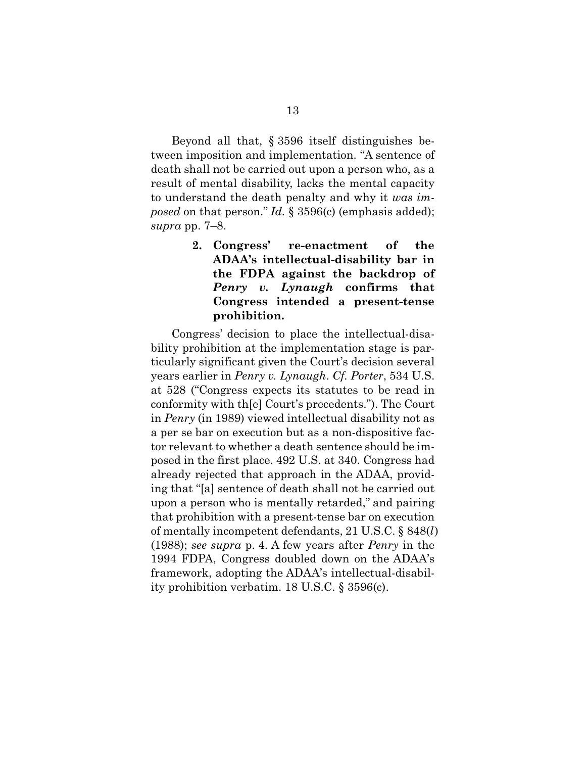Beyond all that, § 3596 itself distinguishes between imposition and implementation. "A sentence of death shall not be carried out upon a person who, as a result of mental disability, lacks the mental capacity to understand the death penalty and why it *was imposed* on that person." *Id.* § 3596(c) (emphasis added); *supra* pp. 7–8.

> **2. Congress' re-enactment of the ADAA's intellectual-disability bar in the FDPA against the backdrop of *Penry v. Lynaugh* confirms that Congress intended a present-tense prohibition.**

Congress' decision to place the intellectual-disability prohibition at the implementation stage is particularly significant given the Court's decision several years earlier in *Penry v. Lynaugh*. *Cf. Porter*, 534 U.S. at 528 ("Congress expects its statutes to be read in conformity with th[e] Court's precedents."). The Court in *Penry* (in 1989) viewed intellectual disability not as a per se bar on execution but as a non-dispositive factor relevant to whether a death sentence should be imposed in the first place. 492 U.S. at 340. Congress had already rejected that approach in the ADAA, providing that "[a] sentence of death shall not be carried out upon a person who is mentally retarded," and pairing that prohibition with a present-tense bar on execution of mentally incompetent defendants, 21 U.S.C. § 848(*l*) (1988); *see supra* p. 4. A few years after *Penry* in the 1994 FDPA, Congress doubled down on the ADAA's framework, adopting the ADAA's intellectual-disability prohibition verbatim. 18 U.S.C. § 3596(c).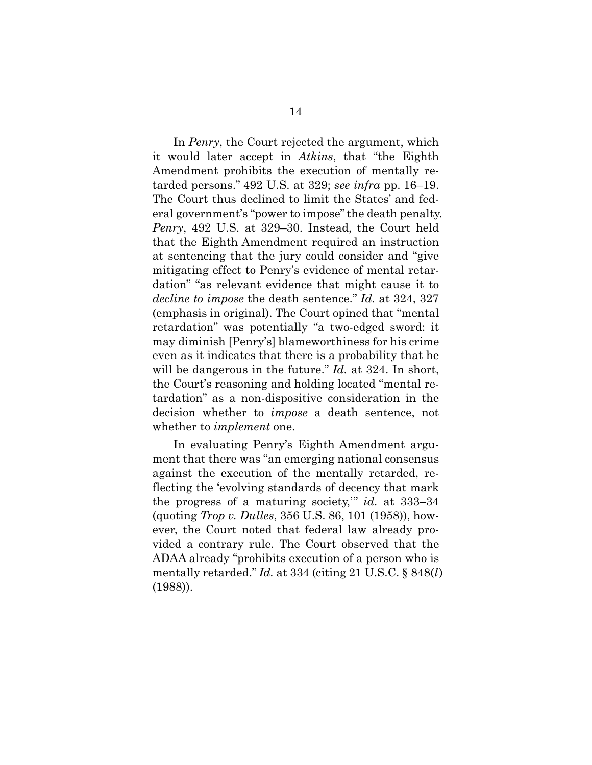In *Penry*, the Court rejected the argument, which it would later accept in *Atkins*, that "the Eighth Amendment prohibits the execution of mentally retarded persons." 492 U.S. at 329; *see infra* pp. 16–19. The Court thus declined to limit the States' and federal government's "power to impose" the death penalty. *Penry*, 492 U.S. at 329–30. Instead, the Court held that the Eighth Amendment required an instruction at sentencing that the jury could consider and "give mitigating effect to Penry's evidence of mental retardation" "as relevant evidence that might cause it to *decline to impose* the death sentence." *Id.* at 324, 327 (emphasis in original). The Court opined that "mental retardation" was potentially "a two-edged sword: it may diminish [Penry's] blameworthiness for his crime even as it indicates that there is a probability that he will be dangerous in the future." *Id.* at 324. In short, the Court's reasoning and holding located "mental retardation" as a non-dispositive consideration in the decision whether to *impose* a death sentence, not whether to *implement* one.

In evaluating Penry's Eighth Amendment argument that there was "an emerging national consensus against the execution of the mentally retarded, reflecting the 'evolving standards of decency that mark the progress of a maturing society,'" *id.* at 333–34 (quoting *Trop v. Dulles*, 356 U.S. 86, 101 (1958)), however, the Court noted that federal law already provided a contrary rule. The Court observed that the ADAA already "prohibits execution of a person who is mentally retarded." *Id.* at 334 (citing 21 U.S.C. § 848(*l*) (1988)).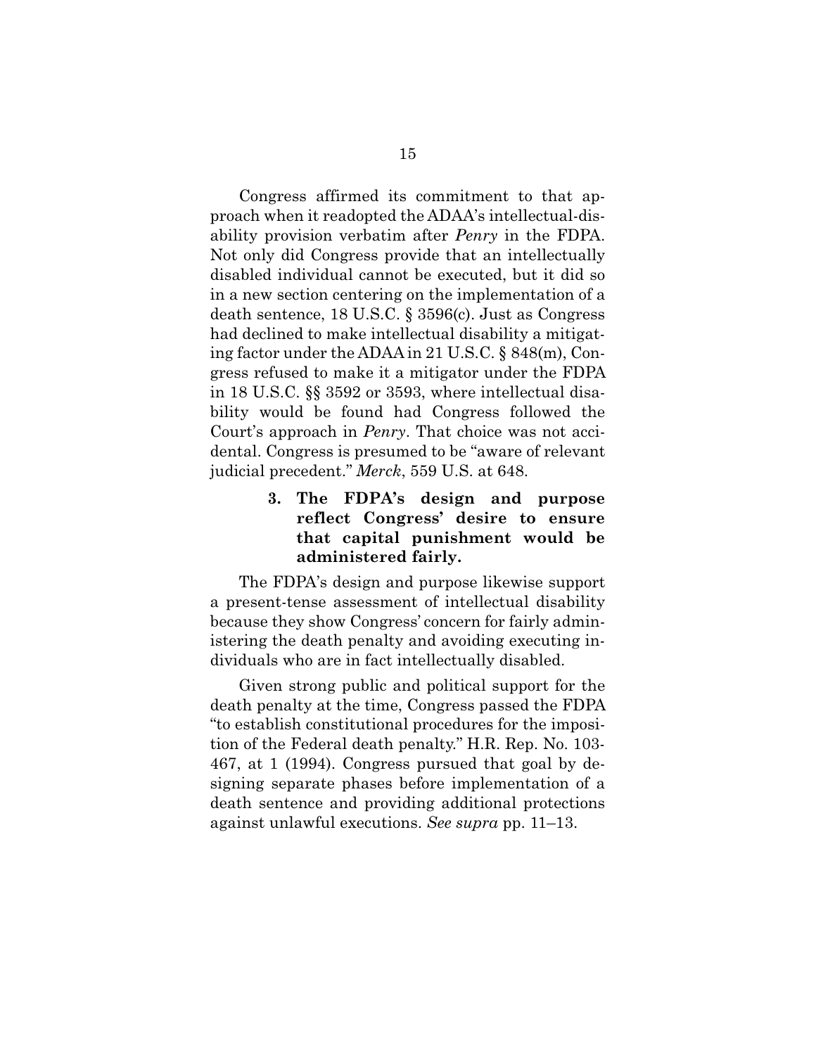Congress affirmed its commitment to that approach when it readopted the ADAA's intellectual-disability provision verbatim after *Penry* in the FDPA. Not only did Congress provide that an intellectually disabled individual cannot be executed, but it did so in a new section centering on the implementation of a death sentence, 18 U.S.C. § 3596(c). Just as Congress had declined to make intellectual disability a mitigating factor under the ADAA in 21 U.S.C. § 848(m), Congress refused to make it a mitigator under the FDPA in 18 U.S.C. §§ 3592 or 3593, where intellectual disability would be found had Congress followed the Court's approach in *Penry*. That choice was not accidental. Congress is presumed to be "aware of relevant judicial precedent." *Merck*, 559 U.S. at 648.

### 3. The FDPA's design and purpose reflect Congress' desire to ensure that capital punishment would be administered fairly.

The FDPA's design and purpose likewise support a present-tense assessment of intellectual disability because they show Congress' concern for fairly administering the death penalty and avoiding executing individuals who are in fact intellectually disabled.

Given strong public and political support for the death penalty at the time, Congress passed the FDPA "to establish constitutional procedures for the imposition of the Federal death penalty." H.R. Rep. No. 103-467, at 1 (1994). Congress pursued that goal by designing separate phases before implementation of a death sentence and providing additional protections against unlawful executions. *See supra* pp. 11–13.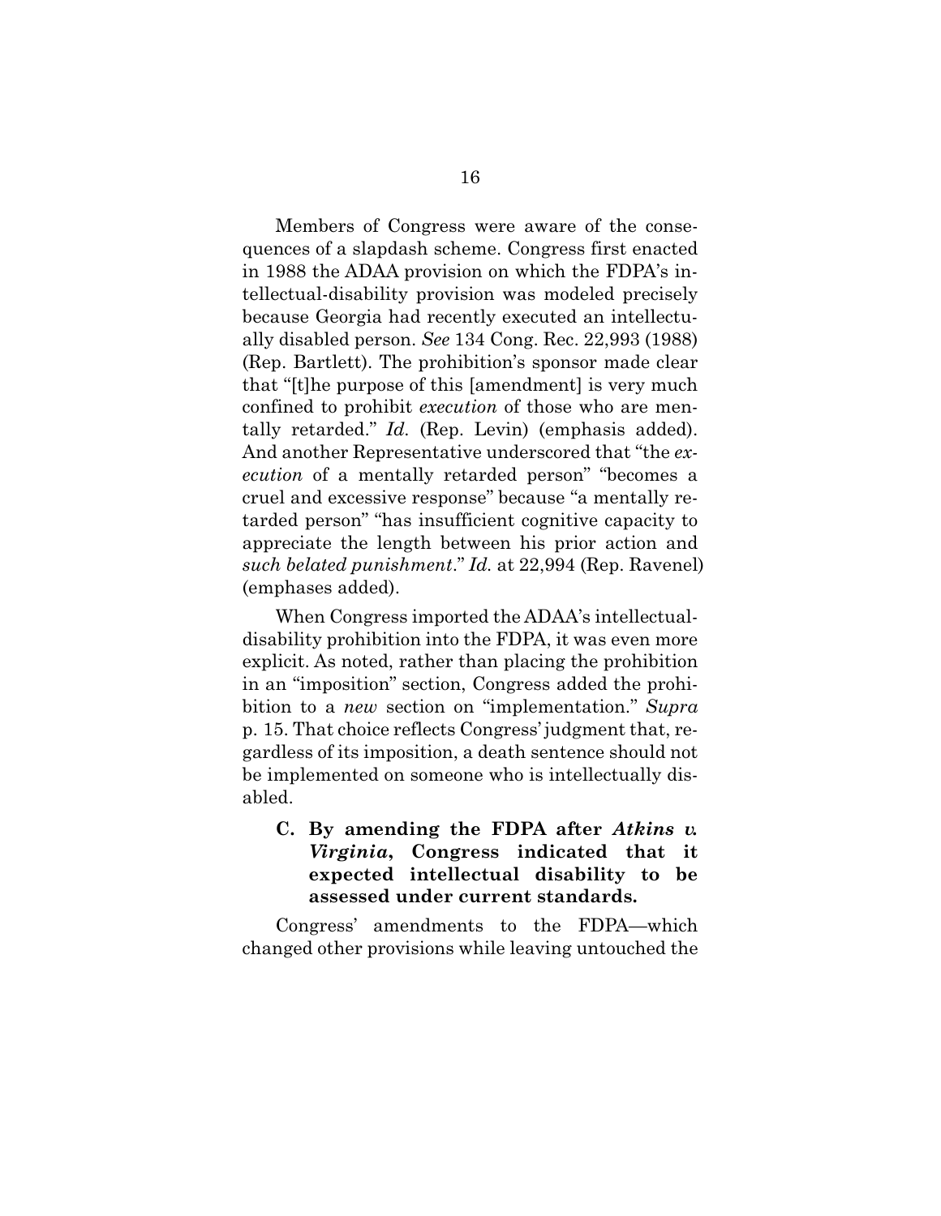Members of Congress were aware of the consequences of a slapdash scheme. Congress first enacted in 1988 the ADAA provision on which the FDPA's intellectual-disability provision was modeled precisely because Georgia had recently executed an intellectually disabled person. *See* 134 Cong. Rec. 22,993 (1988) (Rep. Bartlett). The prohibition's sponsor made clear that "[t]he purpose of this [amendment] is very much confined to prohibit *execution* of those who are mentally retarded." *Id.* (Rep. Levin) (emphasis added). And another Representative underscored that "the *execution* of a mentally retarded person" "becomes a cruel and excessive response" because "a mentally retarded person" "has insufficient cognitive capacity to appreciate the length between his prior action and *such belated punishment*." *Id.* at 22,994 (Rep. Ravenel) (emphases added).

When Congress imported the ADAA's intellectual-disability prohibition into the FDPA, it was even more explicit. As noted, rather than placing the prohibition in an "imposition" section, Congress added the prohibition to a *new* section on "implementation." *Supra* p. 15. That choice reflects Congress' judgment that, regardless of its imposition, a death sentence should not be implemented on someone who is intellectually disabled.

### C. By amending the FDPA after *Atkins v. Virginia*, Congress indicated that it expected intellectual disability to be assessed under current standards.

Congress' amendments to the FDPA—which changed other provisions while leaving untouched the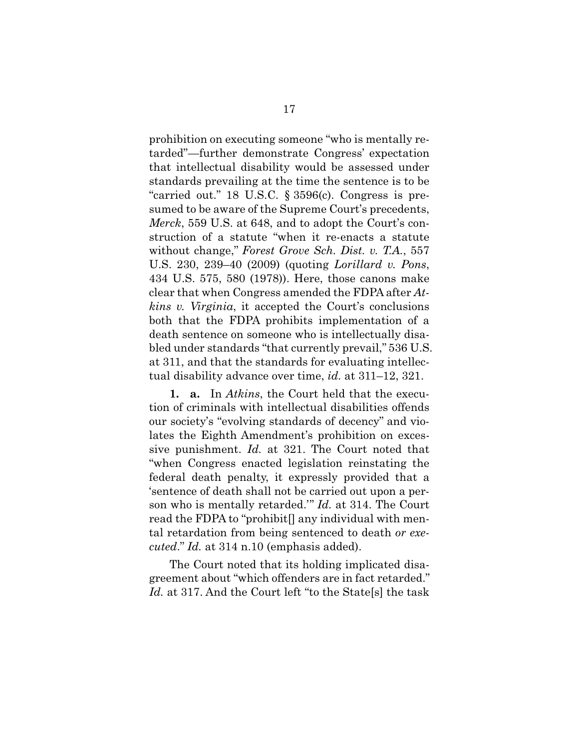prohibition on executing someone "who is mentally retarded"—further demonstrate Congress' expectation that intellectual disability would be assessed under standards prevailing at the time the sentence is to be "carried out." 18 U.S.C. § 3596(c). Congress is presumed to be aware of the Supreme Court's precedents, *Merck*, 559 U.S. at 648, and to adopt the Court's construction of a statute "when it re-enacts a statute without change," *Forest Grove Sch. Dist. v. T.A.*, 557 U.S. 230, 239–40 (2009) (quoting *Lorillard v. Pons*, 434 U.S. 575, 580 (1978)). Here, those canons make clear that when Congress amended the FDPA after *Atkins v. Virginia*, it accepted the Court's conclusions both that the FDPA prohibits implementation of a death sentence on someone who is intellectually disabled under standards "that currently prevail," 536 U.S. at 311, and that the standards for evaluating intellectual disability advance over time, *id.* at 311–12, 321.

**1. a.** In *Atkins*, the Court held that the execution of criminals with intellectual disabilities offends our society's "evolving standards of decency" and violates the Eighth Amendment's prohibition on excessive punishment. *Id.* at 321. The Court noted that "when Congress enacted legislation reinstating the federal death penalty, it expressly provided that a 'sentence of death shall not be carried out upon a person who is mentally retarded.'" *Id.* at 314. The Court read the FDPA to "prohibit[] any individual with mental retardation from being sentenced to death *or executed*." *Id.* at 314 n.10 (emphasis added).

The Court noted that its holding implicated disagreement about "which offenders are in fact retarded." *Id.* at 317. And the Court left "to the State[s] the task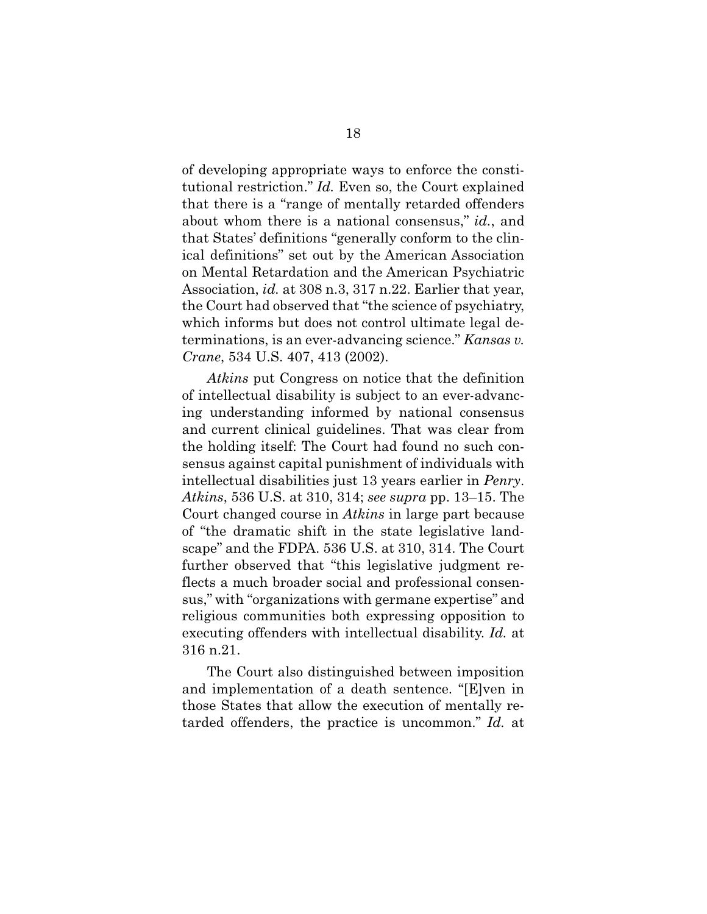of developing appropriate ways to enforce the constitutional restriction." *Id.* Even so, the Court explained that there is a "range of mentally retarded offenders about whom there is a national consensus," *id.*, and that States' definitions "generally conform to the clinical definitions" set out by the American Association on Mental Retardation and the American Psychiatric Association, *id.* at 308 n.3, 317 n.22. Earlier that year, the Court had observed that "the science of psychiatry, which informs but does not control ultimate legal determinations, is an ever-advancing science." *Kansas v. Crane*, 534 U.S. 407, 413 (2002).

*Atkins* put Congress on notice that the definition of intellectual disability is subject to an ever-advancing understanding informed by national consensus and current clinical guidelines. That was clear from the holding itself: The Court had found no such consensus against capital punishment of individuals with intellectual disabilities just 13 years earlier in *Penry*. *Atkins*, 536 U.S. at 310, 314; *see supra* pp. 13–15. The Court changed course in *Atkins* in large part because of "the dramatic shift in the state legislative landscape" and the FDPA. 536 U.S. at 310, 314. The Court further observed that "this legislative judgment reflects a much broader social and professional consensus," with "organizations with germane expertise" and religious communities both expressing opposition to executing offenders with intellectual disability. *Id.* at 316 n.21.

The Court also distinguished between imposition and implementation of a death sentence. "[E]ven in those States that allow the execution of mentally retarded offenders, the practice is uncommon." *Id.* at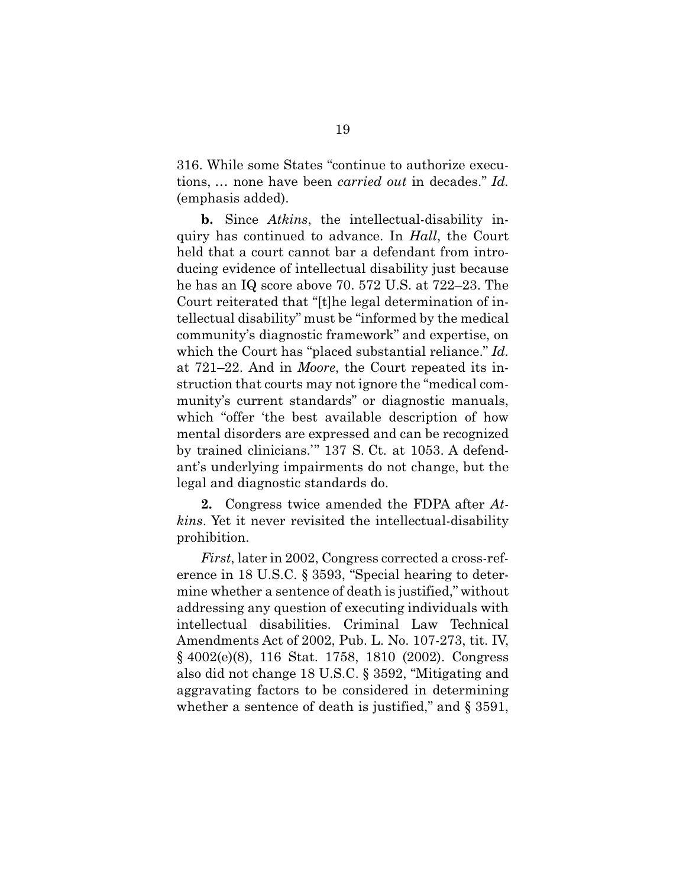316. While some States "continue to authorize executions, … none have been *carried out* in decades." *Id.* (emphasis added).

**b.** Since *Atkins*, the intellectual-disability inquiry has continued to advance. In *Hall*, the Court held that a court cannot bar a defendant from introducing evidence of intellectual disability just because he has an IQ score above 70. 572 U.S. at 722–23. The Court reiterated that "[t]he legal determination of intellectual disability" must be "informed by the medical community's diagnostic framework" and expertise, on which the Court has "placed substantial reliance." *Id.* at 721–22. And in *Moore*, the Court repeated its instruction that courts may not ignore the "medical community's current standards" or diagnostic manuals, which "offer 'the best available description of how mental disorders are expressed and can be recognized by trained clinicians.'" 137 S. Ct. at 1053. A defendant's underlying impairments do not change, but the legal and diagnostic standards do.

**2.** Congress twice amended the FDPA after *Atkins*. Yet it never revisited the intellectual-disability prohibition.

*First*, later in 2002, Congress corrected a cross-reference in 18 U.S.C. § 3593, "Special hearing to determine whether a sentence of death is justified," without addressing any question of executing individuals with intellectual disabilities. Criminal Law Technical Amendments Act of 2002, Pub. L. No. 107-273, tit. IV, § 4002(e)(8), 116 Stat. 1758, 1810 (2002). Congress also did not change 18 U.S.C. § 3592, "Mitigating and aggravating factors to be considered in determining whether a sentence of death is justified," and § 3591,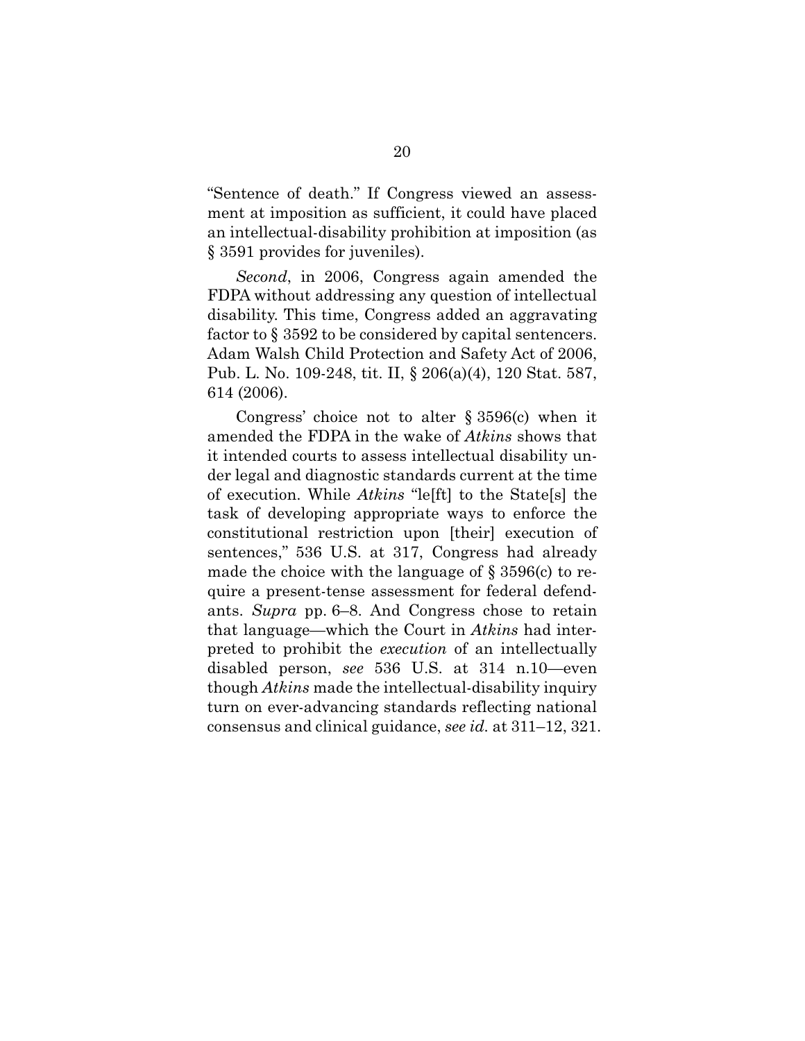"Sentence of death." If Congress viewed an assessment at imposition as sufficient, it could have placed an intellectual-disability prohibition at imposition (as § 3591 provides for juveniles).

*Second*, in 2006, Congress again amended the FDPA without addressing any question of intellectual disability. This time, Congress added an aggravating factor to § 3592 to be considered by capital sentencers. Adam Walsh Child Protection and Safety Act of 2006, Pub. L. No. 109-248, tit. II, § 206(a)(4), 120 Stat. 587, 614 (2006).

Congress' choice not to alter § 3596(c) when it amended the FDPA in the wake of *Atkins* shows that it intended courts to assess intellectual disability under legal and diagnostic standards current at the time of execution. While *Atkins* "le[ft] to the State[s] the task of developing appropriate ways to enforce the constitutional restriction upon [their] execution of sentences," 536 U.S. at 317, Congress had already made the choice with the language of § 3596(c) to require a present-tense assessment for federal defendants. *Supra* pp. 6–8. And Congress chose to retain that language—which the Court in *Atkins* had interpreted to prohibit the *execution* of an intellectually disabled person, *see* 536 U.S. at 314 n.10—even though *Atkins* made the intellectual-disability inquiry turn on ever-advancing standards reflecting national consensus and clinical guidance, *see id.* at 311–12, 321.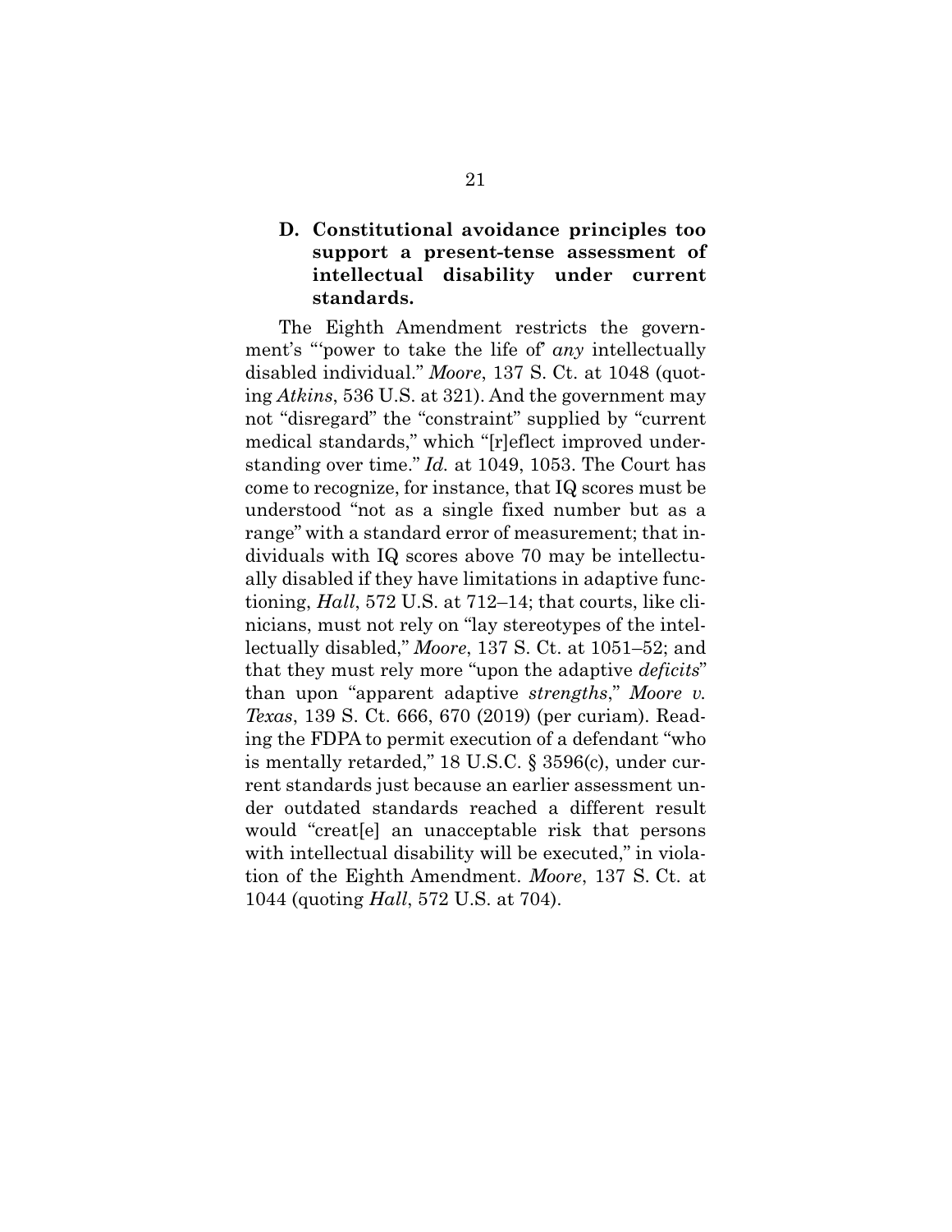### D. Constitutional avoidance principles too support a present-tense assessment of intellectual disability under current standards.

The Eighth Amendment restricts the government's "'power to take the life of' *any* intellectually disabled individual." *Moore*, 137 S. Ct. at 1048 (quoting *Atkins*, 536 U.S. at 321). And the government may not "disregard" the "constraint" supplied by "current medical standards," which "[r]eflect improved understanding over time." *Id.* at 1049, 1053. The Court has come to recognize, for instance, that IQ scores must be understood "not as a single fixed number but as a range" with a standard error of measurement; that individuals with IQ scores above 70 may be intellectually disabled if they have limitations in adaptive functioning, *Hall*, 572 U.S. at 712–14; that courts, like clinicians, must not rely on "lay stereotypes of the intellectually disabled," *Moore*, 137 S. Ct. at 1051–52; and that they must rely more "upon the adaptive *deficits*" than upon "apparent adaptive *strengths*," *Moore v. Texas*, 139 S. Ct. 666, 670 (2019) (per curiam). Reading the FDPA to permit execution of a defendant "who is mentally retarded," 18 U.S.C. § 3596(c), under current standards just because an earlier assessment under outdated standards reached a different result would "creat[e] an unacceptable risk that persons with intellectual disability will be executed," in violation of the Eighth Amendment. *Moore*, 137 S. Ct. at 1044 (quoting *Hall*, 572 U.S. at 704).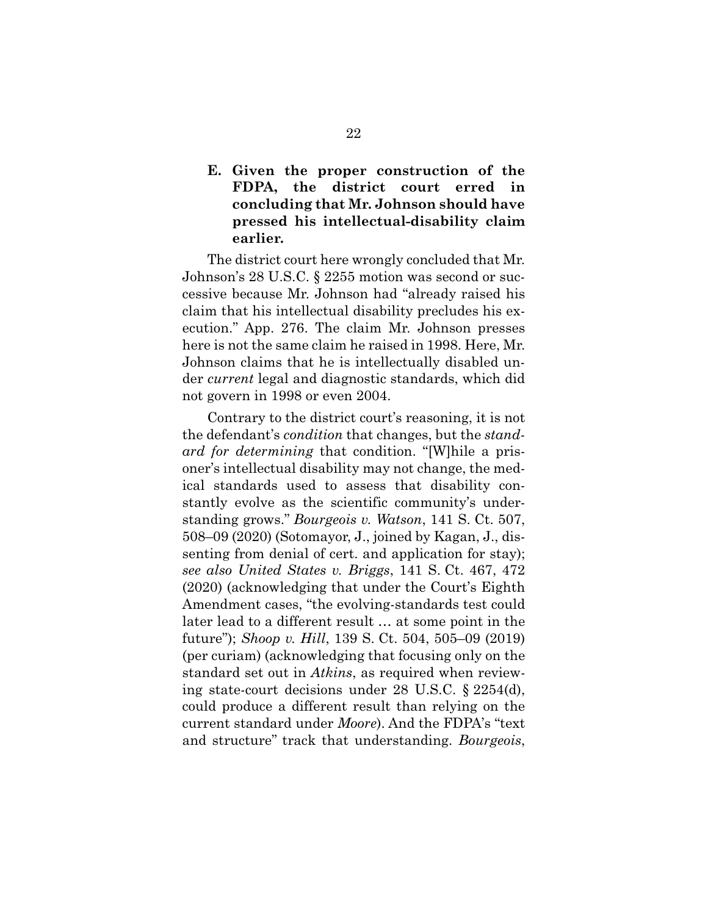### E. Given the proper construction of the FDPA, the district court erred in concluding that Mr. Johnson should have pressed his intellectual-disability claim earlier.

The district court here wrongly concluded that Mr. Johnson's 28 U.S.C. § 2255 motion was second or successive because Mr. Johnson had "already raised his claim that his intellectual disability precludes his execution." App. 276. The claim Mr. Johnson presses here is not the same claim he raised in 1998. Here, Mr. Johnson claims that he is intellectually disabled under *current* legal and diagnostic standards, which did not govern in 1998 or even 2004.

Contrary to the district court's reasoning, it is not the defendant's *condition* that changes, but the *standard for determining* that condition. "[W]hile a prisoner's intellectual disability may not change, the medical standards used to assess that disability constantly evolve as the scientific community's understanding grows." *Bourgeois v. Watson*, 141 S. Ct. 507, 508–09 (2020) (Sotomayor, J., joined by Kagan, J., dissenting from denial of cert. and application for stay); *see also United States v. Briggs*, 141 S. Ct. 467, 472 (2020) (acknowledging that under the Court's Eighth Amendment cases, "the evolving-standards test could later lead to a different result … at some point in the future"); *Shoop v. Hill*, 139 S. Ct. 504, 505–09 (2019) (per curiam) (acknowledging that focusing only on the standard set out in *Atkins*, as required when reviewing state-court decisions under 28 U.S.C. § 2254(d), could produce a different result than relying on the current standard under *Moore*). And the FDPA's "text and structure" track that understanding. *Bourgeois*,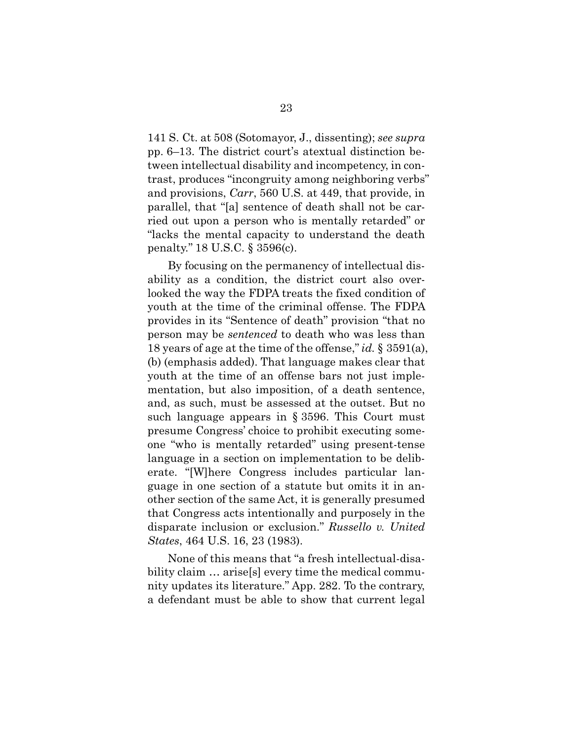141 S. Ct. at 508 (Sotomayor, J., dissenting); *see supra* pp. 6–13. The district court's atextual distinction between intellectual disability and incompetency, in contrast, produces "incongruity among neighboring verbs" and provisions, *Carr*, 560 U.S. at 449, that provide, in parallel, that "[a] sentence of death shall not be carried out upon a person who is mentally retarded" or "lacks the mental capacity to understand the death penalty." 18 U.S.C. § 3596(c).

By focusing on the permanency of intellectual disability as a condition, the district court also overlooked the way the FDPA treats the fixed condition of youth at the time of the criminal offense. The FDPA provides in its "Sentence of death" provision "that no person may be *sentenced* to death who was less than 18 years of age at the time of the offense," *id.* § 3591(a), (b) (emphasis added). That language makes clear that youth at the time of an offense bars not just implementation, but also imposition, of a death sentence, and, as such, must be assessed at the outset. But no such language appears in § 3596. This Court must presume Congress' choice to prohibit executing someone "who is mentally retarded" using present-tense language in a section on implementation to be deliberate. "[W]here Congress includes particular language in one section of a statute but omits it in another section of the same Act, it is generally presumed that Congress acts intentionally and purposely in the disparate inclusion or exclusion." *Russello v. United States*, 464 U.S. 16, 23 (1983).

None of this means that "a fresh intellectual-disability claim … arise[s] every time the medical community updates its literature." App. 282. To the contrary, a defendant must be able to show that current legal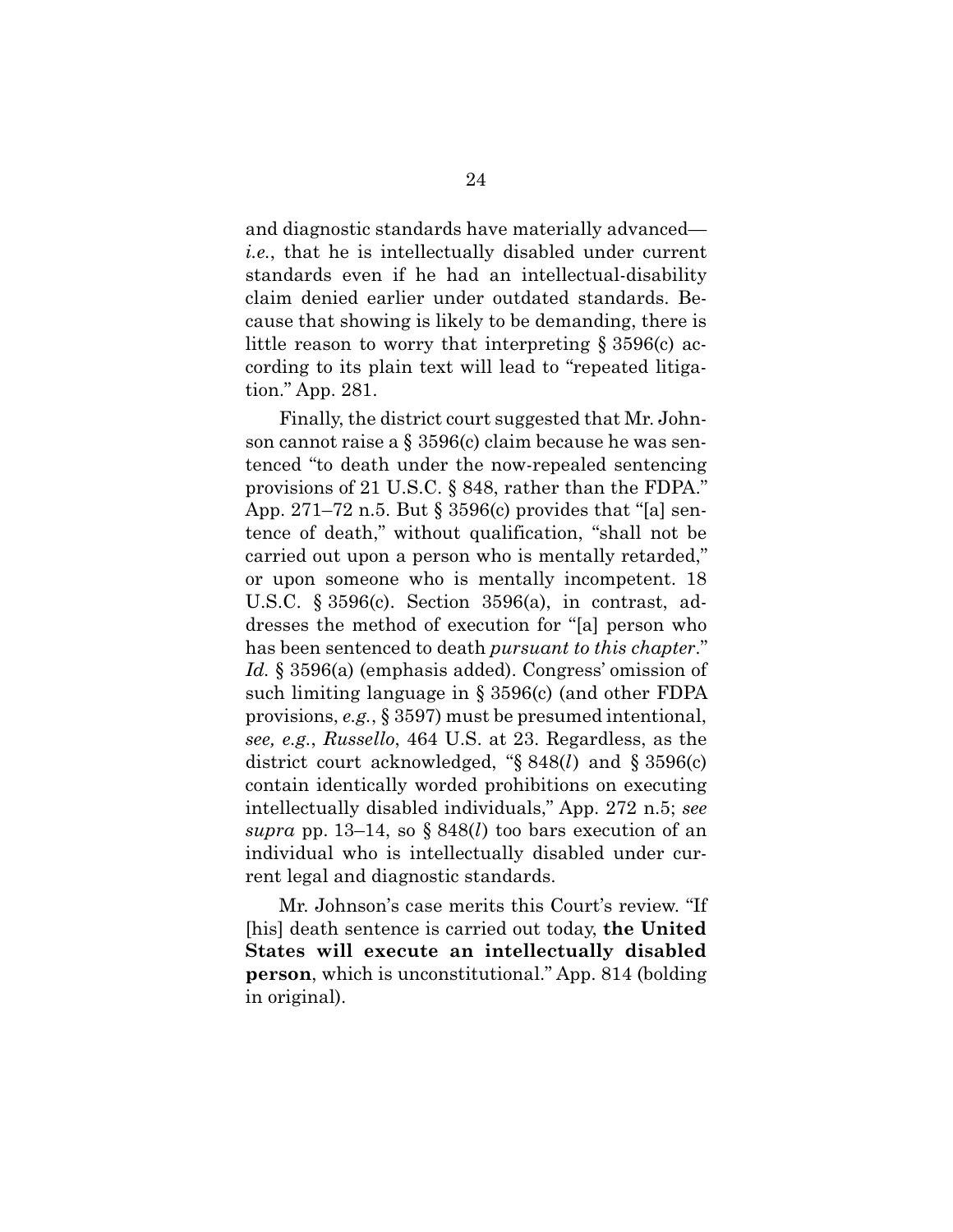and diagnostic standards have materially advanced—*i.e.*, that he is intellectually disabled under current standards even if he had an intellectual-disability claim denied earlier under outdated standards. Because that showing is likely to be demanding, there is little reason to worry that interpreting § 3596(c) according to its plain text will lead to "repeated litigation." App. 281.

Finally, the district court suggested that Mr. Johnson cannot raise a § 3596(c) claim because he was sentenced "to death under the now-repealed sentencing provisions of 21 U.S.C. § 848, rather than the FDPA." App. 271–72 n.5. But § 3596(c) provides that "[a] sentence of death," without qualification, "shall not be carried out upon a person who is mentally retarded," or upon someone who is mentally incompetent. 18 U.S.C. § 3596(c). Section 3596(a), in contrast, addresses the method of execution for "[a] person who has been sentenced to death *pursuant to this chapter*." *Id.* § 3596(a) (emphasis added). Congress' omission of such limiting language in § 3596(c) (and other FDPA provisions, *e.g.*, § 3597) must be presumed intentional, *see, e.g.*, *Russello*, 464 U.S. at 23. Regardless, as the district court acknowledged, "§ 848(*l*) and § 3596(c) contain identically worded prohibitions on executing intellectually disabled individuals," App. 272 n.5; *see supra* pp. 13–14, so § 848(*l*) too bars execution of an individual who is intellectually disabled under current legal and diagnostic standards.

Mr. Johnson's case merits this Court's review. "If [his] death sentence is carried out today, **the United States will execute an intellectually disabled person**, which is unconstitutional." App. 814 (bolding in original).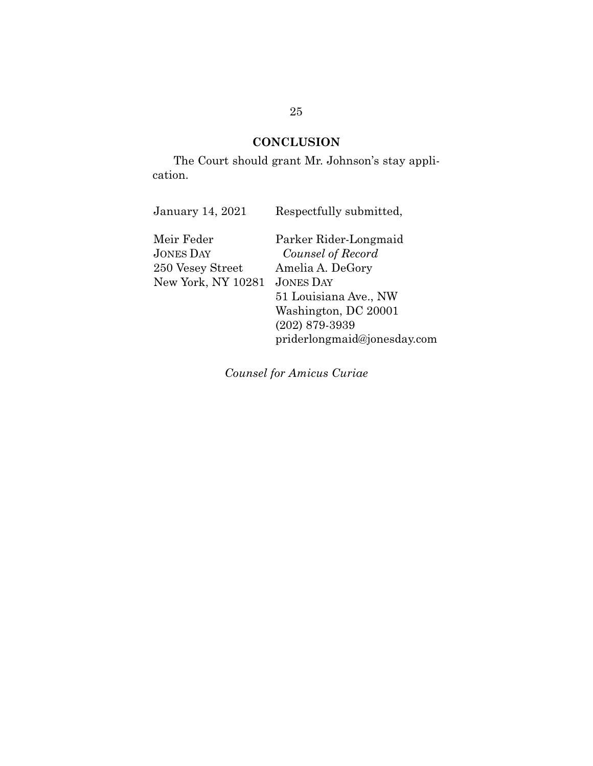## CONCLUSION

The Court should grant Mr. Johnson's stay application.

January 14, 2021

Respectfully submitted,

Meir Feder
JONES DAY
250 Vesey Street
New York, NY 10281

Parker Rider-Longmaid
*Counsel of Record*
Amelia A. DeGory
JONES DAY
51 Louisiana Ave., NW
Washington, DC 20001
(202) 879-3939
priderlongmaid@jonesday.com

*Counsel for Amicus Curiae*